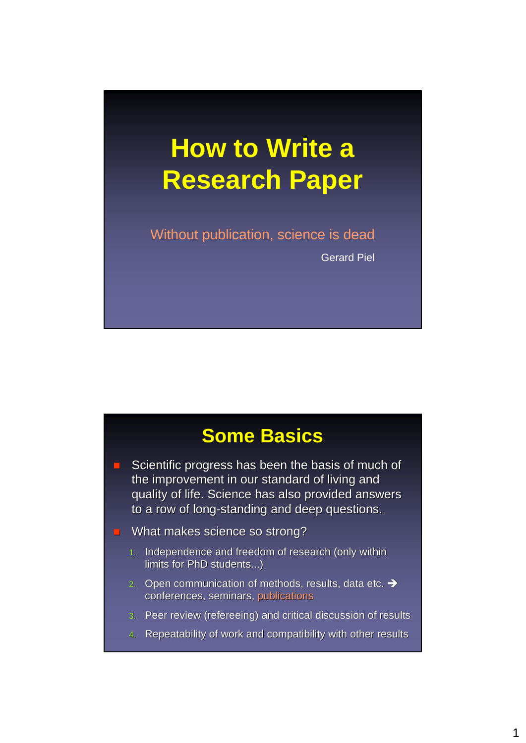# How to Write a Research Paper

Without publication, science is dead

Gerard Piel

## Some Basics

- Scientific progress has been the basis of much of the improvement in our standard of living and quality of life. Science has also provided answers to a row of long-standing and deep questions.
- What makes science so strong?
  1. Independence and freedom of research (only within limits for PhD students...)
  2. Open communication of methods, results, data etc. → conferences, seminars, publications
  3. Peer review (refereeing) and critical discussion of results
  4. Repeatability of work and compatibility with other results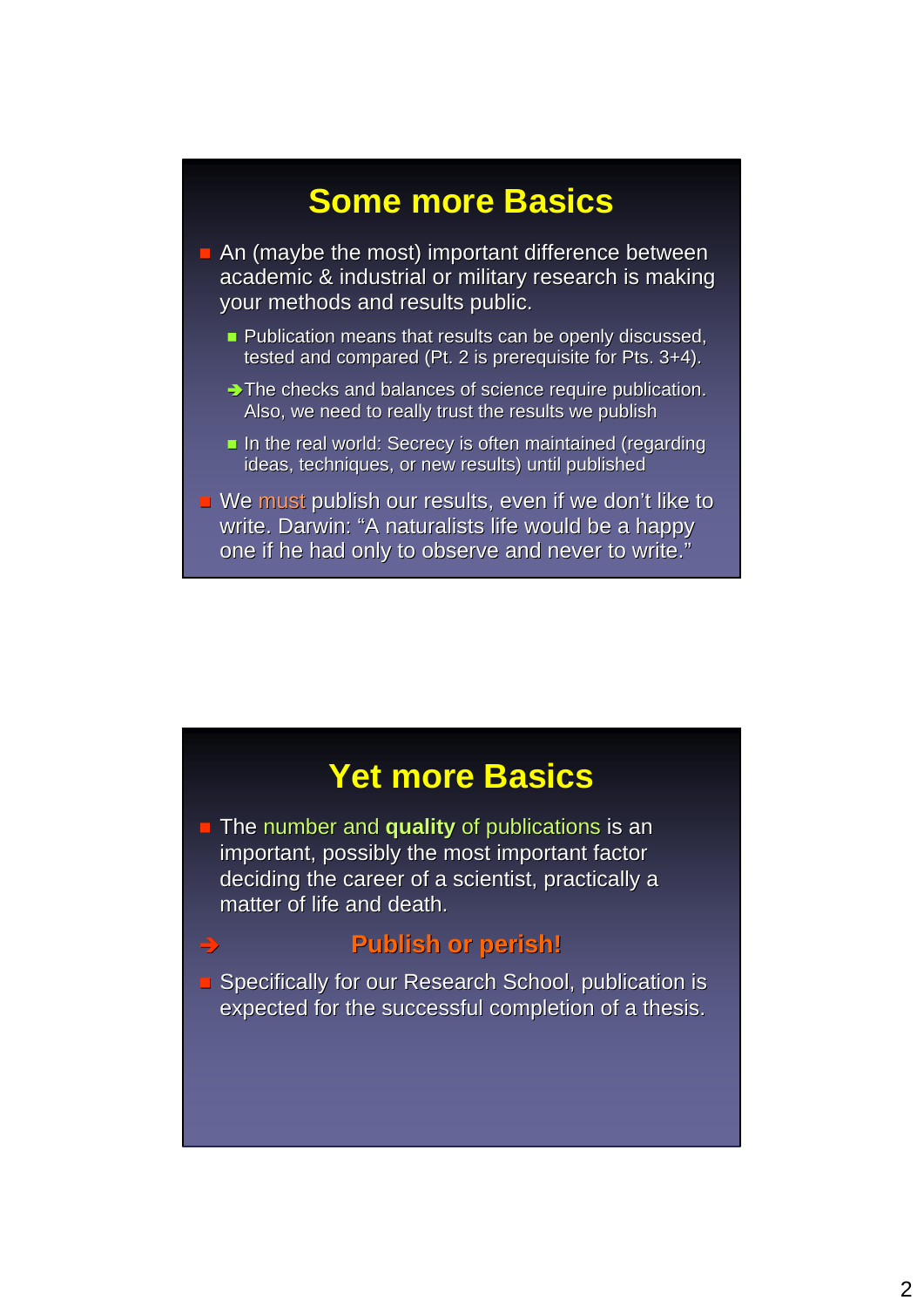## Some more Basics

- An (maybe the most) important difference between academic & industrial or military research is making your methods and results public.
  - Publication means that results can be openly discussed, tested and compared (Pt. 2 is prerequisite for Pts. 3+4).
  - ➔ The checks and balances of science require publication. Also, we need to really trust the results we publish
  - In the real world: Secrecy is often maintained (regarding ideas, techniques, or new results) until published
- We must publish our results, even if we don't like to write. Darwin: "A naturalists life would be a happy one if he had only to observe and never to write."

## Yet more Basics

- The number and **quality** of publications is an important, possibly the most important factor deciding the career of a scientist, practically a matter of life and death.

➔ **Publish or perish!**

- Specifically for our Research School, publication is expected for the successful completion of a thesis.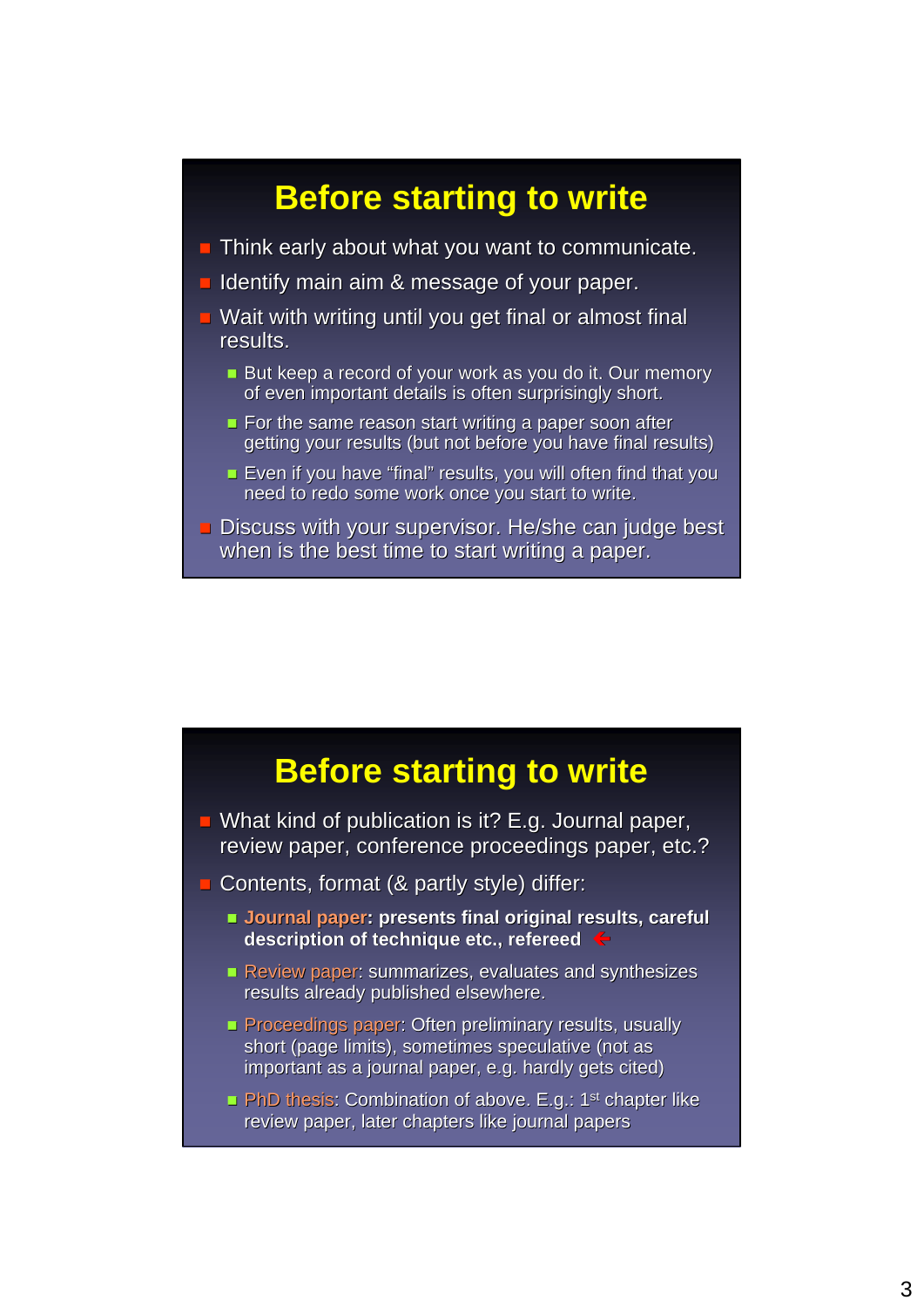# Before starting to write

- Think early about what you want to communicate.
- Identify main aim & message of your paper.
- Wait with writing until you get final or almost final results.
  - But keep a record of your work as you do it. Our memory of even important details is often surprisingly short.
  - For the same reason start writing a paper soon after getting your results (but not before you have final results)
  - Even if you have "final" results, you will often find that you need to redo some work once you start to write.
- Discuss with your supervisor. He/she can judge best when is the best time to start writing a paper.

# Before starting to write

- What kind of publication is it? E.g. Journal paper, review paper, conference proceedings paper, etc.?
- Contents, format (& partly style) differ:
  - **Journal paper: presents final original results, careful description of technique etc., refereed** ←
  - Review paper: summarizes, evaluates and synthesizes results already published elsewhere.
  - Proceedings paper: Often preliminary results, usually short (page limits), sometimes speculative (not as important as a journal paper, e.g. hardly gets cited)
  - PhD thesis: Combination of above. E.g.: 1st chapter like review paper, later chapters like journal papers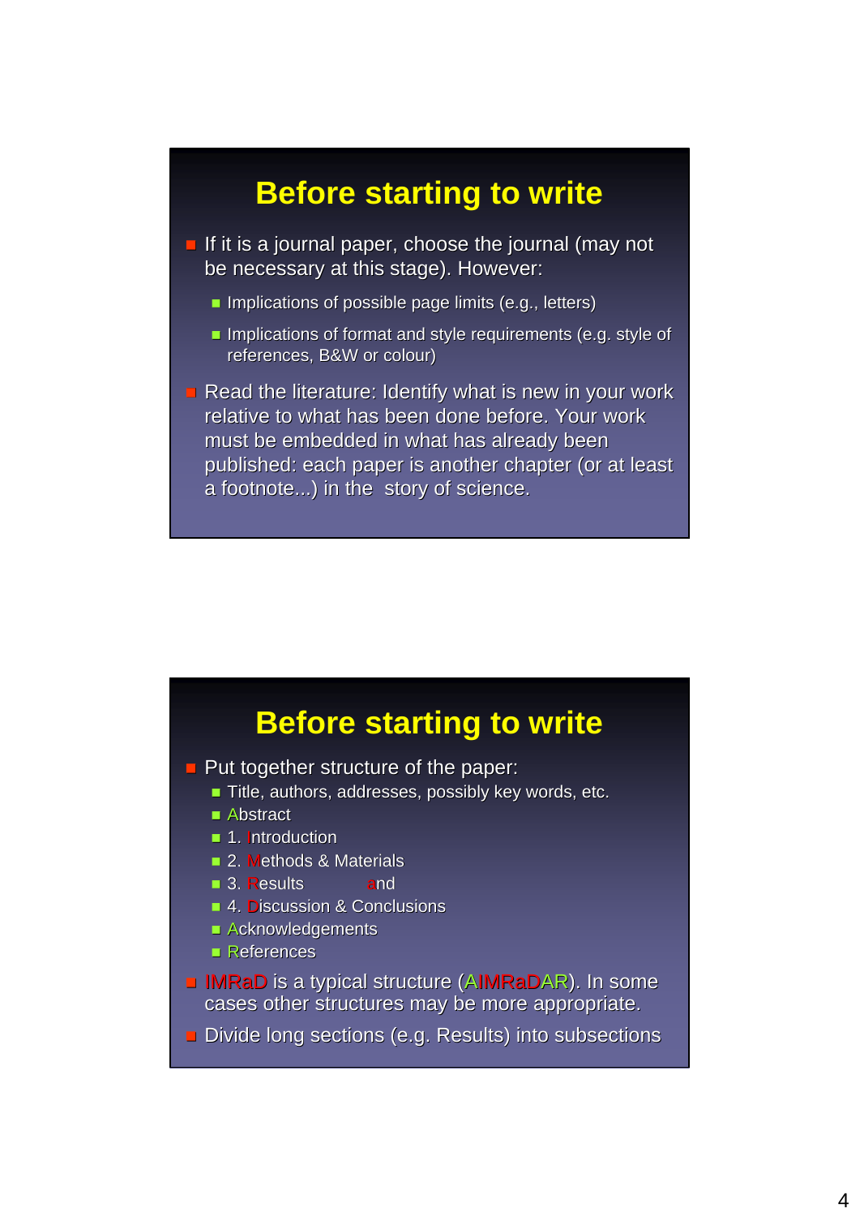## Before starting to write

- If it is a journal paper, choose the journal (may not be necessary at this stage). However:
  - Implications of possible page limits (e.g., letters)
  - Implications of format and style requirements (e.g. style of references, B&W or colour)
- Read the literature: Identify what is new in your work relative to what has been done before. Your work must be embedded in what has already been published: each paper is another chapter (or at least a footnote...) in the story of science.

## Before starting to write

- Put together structure of the paper:
  - Title, authors, addresses, possibly key words, etc.
  - Abstract
  - 1. Introduction
  - 2. Methods & Materials
  - 3. Results and
  - 4. Discussion & Conclusions
  - Acknowledgements
  - References
- IMRaD is a typical structure (AIMRaDAR). In some cases other structures may be more appropriate.
- Divide long sections (e.g. Results) into subsections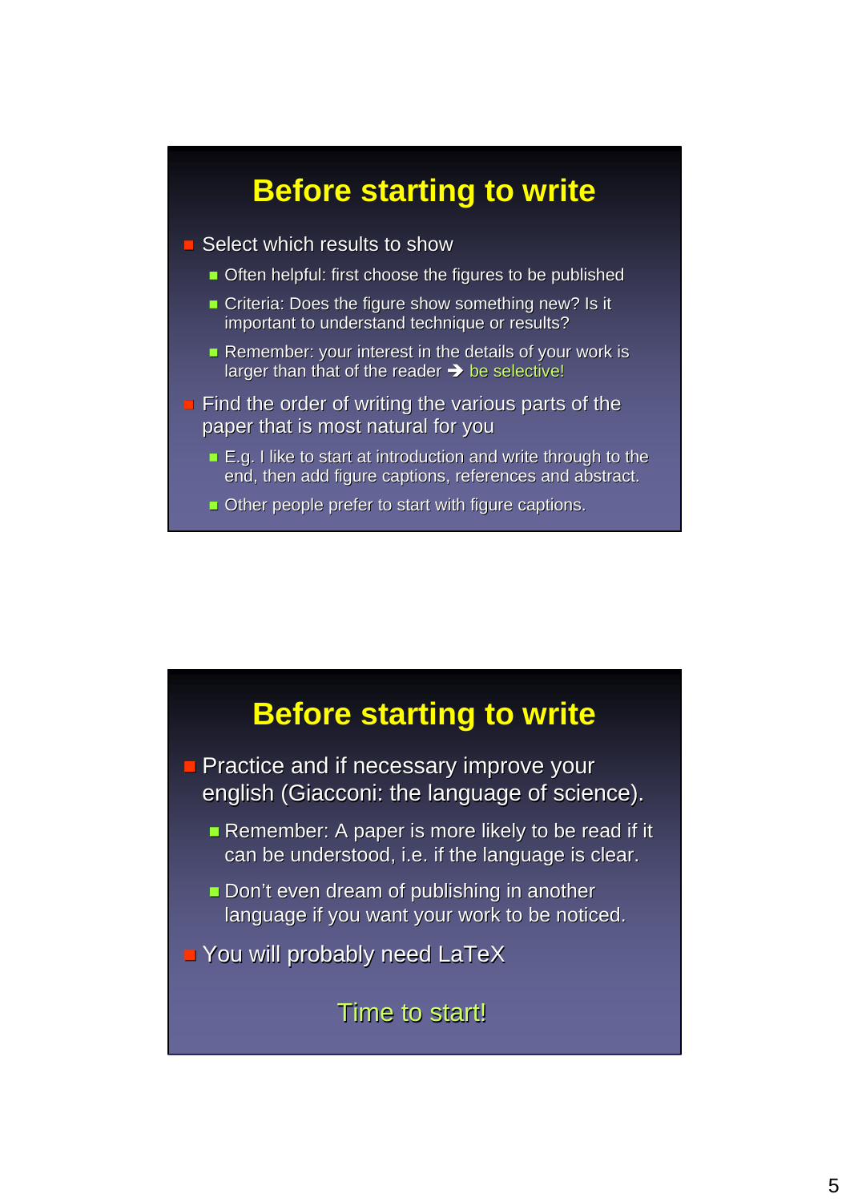## Before starting to write

- Select which results to show
  - Often helpful: first choose the figures to be published
  - Criteria: Does the figure show something new? Is it important to understand technique or results?
  - Remember: your interest in the details of your work is larger than that of the reader ➔ be selective!
- Find the order of writing the various parts of the paper that is most natural for you
  - E.g. I like to start at introduction and write through to the end, then add figure captions, references and abstract.
  - Other people prefer to start with figure captions.

## Before starting to write

- Practice and if necessary improve your english (Giacconi: the language of science).
  - Remember: A paper is more likely to be read if it can be understood, i.e. if the language is clear.
  - Don't even dream of publishing in another language if you want your work to be noticed.
- You will probably need LaTeX

Time to start!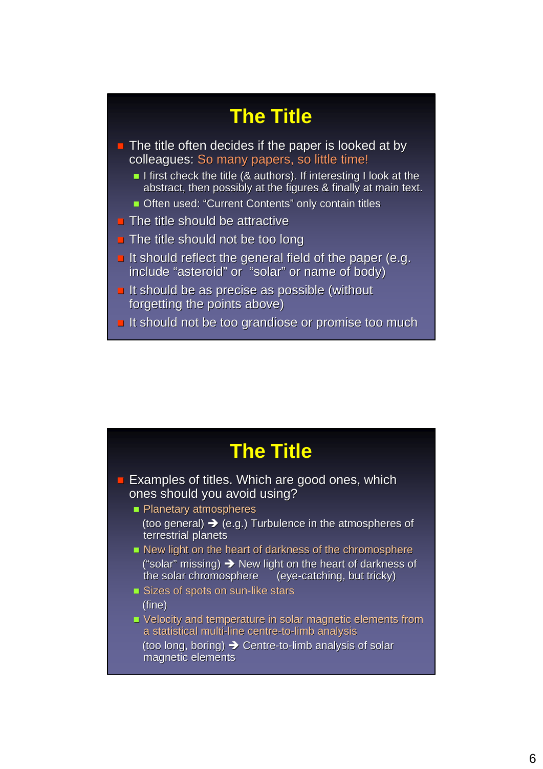## The Title

- The title often decides if the paper is looked at by colleagues: So many papers, so little time!
  - I first check the title (& authors). If interesting I look at the abstract, then possibly at the figures & finally at main text.
  - Often used: "Current Contents" only contain titles
- The title should be attractive
- The title should not be too long
- It should reflect the general field of the paper (e.g. include "asteroid" or "solar" or name of body)
- It should be as precise as possible (without forgetting the points above)
- It should not be too grandiose or promise too much

## The Title

- Examples of titles. Which are good ones, which ones should you avoid using?
  - Planetary atmospheres
    (too general) ➔ (e.g.) Turbulence in the atmospheres of terrestrial planets
  - New light on the heart of darkness of the chromosphere
    ("solar" missing) ➔ New light on the heart of darkness of the solar chromosphere (eye-catching, but tricky)
  - Sizes of spots on sun-like stars
    (fine)
  - Velocity and temperature in solar magnetic elements from a statistical multi-line centre-to-limb analysis
    (too long, boring) ➔ Centre-to-limb analysis of solar magnetic elements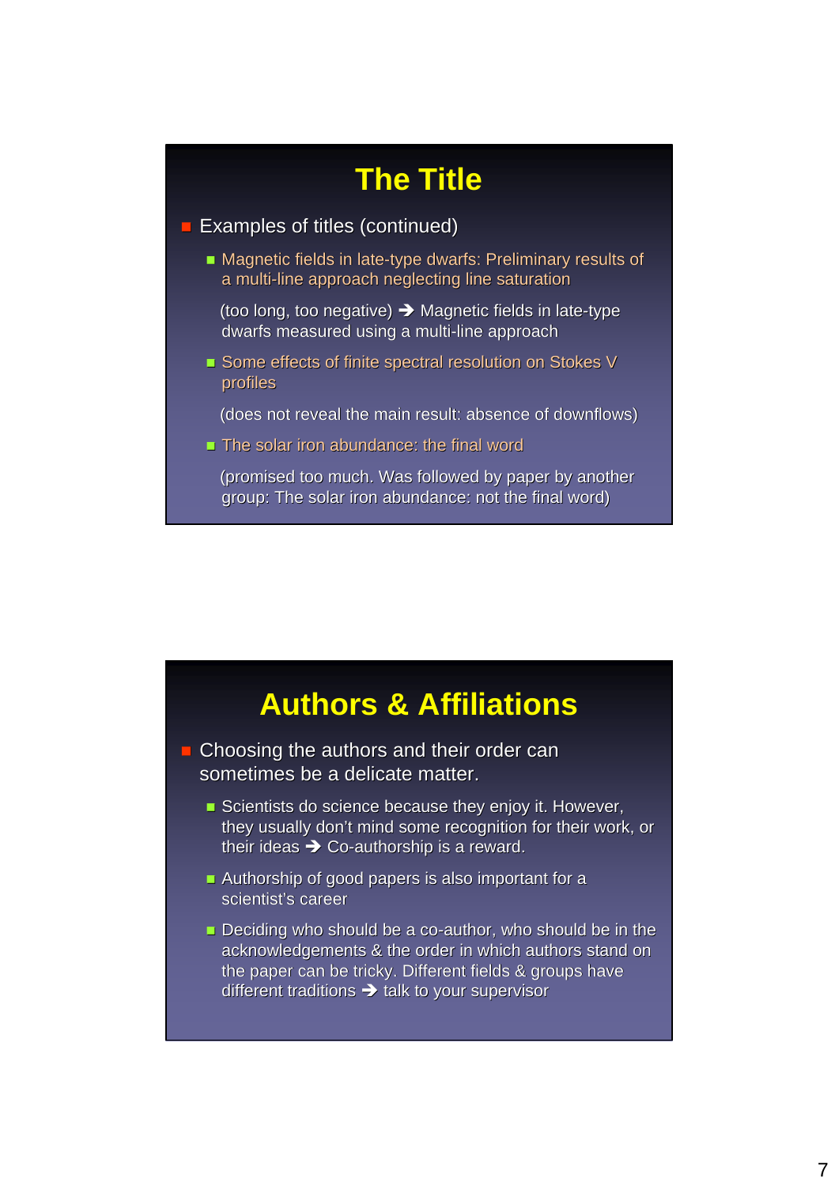## The Title

- Examples of titles (continued)
  - Magnetic fields in late-type dwarfs: Preliminary results of a multi-line approach neglecting line saturation

    (too long, too negative) ➔ Magnetic fields in late-type dwarfs measured using a multi-line approach
  - Some effects of finite spectral resolution on Stokes V profiles

    (does not reveal the main result: absence of downflows)
  - The solar iron abundance: the final word

    (promised too much. Was followed by paper by another group: The solar iron abundance: not the final word)

## Authors & Affiliations

- Choosing the authors and their order can sometimes be a delicate matter.
  - Scientists do science because they enjoy it. However, they usually don't mind some recognition for their work, or their ideas ➔ Co-authorship is a reward.
  - Authorship of good papers is also important for a scientist's career
  - Deciding who should be a co-author, who should be in the acknowledgements & the order in which authors stand on the paper can be tricky. Different fields & groups have different traditions ➔ talk to your supervisor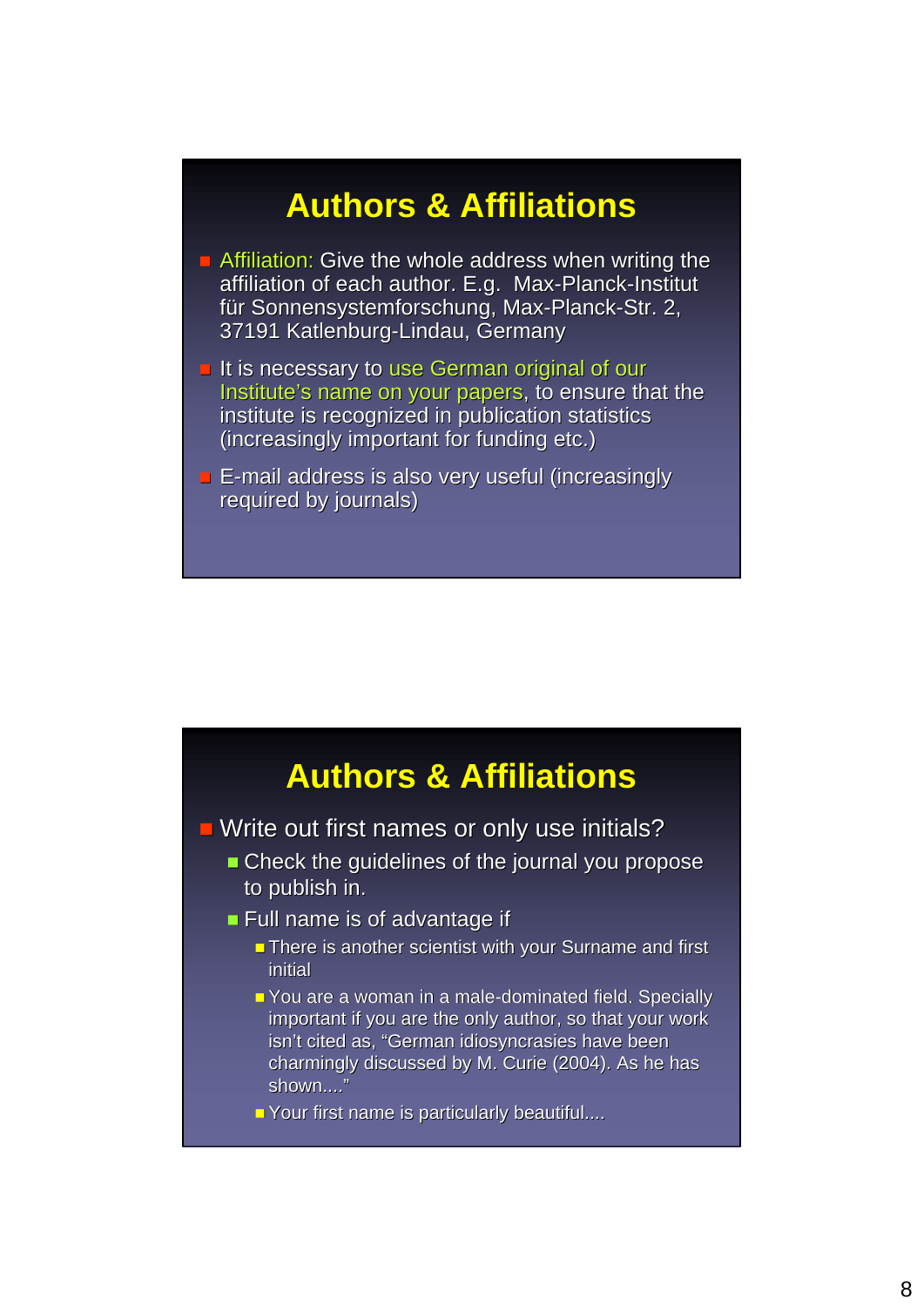## Authors & Affiliations

- Affiliation: Give the whole address when writing the affiliation of each author. E.g. Max-Planck-Institut für Sonnensystemforschung, Max-Planck-Str. 2, 37191 Katlenburg-Lindau, Germany
- It is necessary to use German original of our Institute's name on your papers, to ensure that the institute is recognized in publication statistics (increasingly important for funding etc.)
- E-mail address is also very useful (increasingly required by journals)

## Authors & Affiliations

- Write out first names or only use initials?
  - Check the guidelines of the journal you propose to publish in.
  - Full name is of advantage if
    - There is another scientist with your Surname and first initial
    - You are a woman in a male-dominated field. Specially important if you are the only author, so that your work isn't cited as, "German idiosyncrasies have been charmingly discussed by M. Curie (2004). As he has shown...."
    - Your first name is particularly beautiful....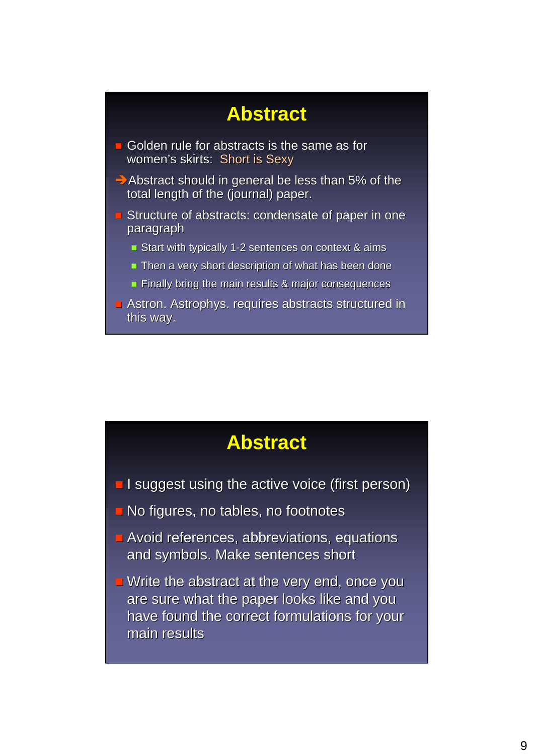## Abstract

- Golden rule for abstracts is the same as for women's skirts: Short is Sexy

→ Abstract should in general be less than 5% of the total length of the (journal) paper.

- Structure of abstracts: condensate of paper in one paragraph
  - Start with typically 1-2 sentences on context & aims
  - Then a very short description of what has been done
  - Finally bring the main results & major consequences
- Astron. Astrophys. requires abstracts structured in this way.

## Abstract

- I suggest using the active voice (first person)
- No figures, no tables, no footnotes
- Avoid references, abbreviations, equations and symbols. Make sentences short
- Write the abstract at the very end, once you are sure what the paper looks like and you have found the correct formulations for your main results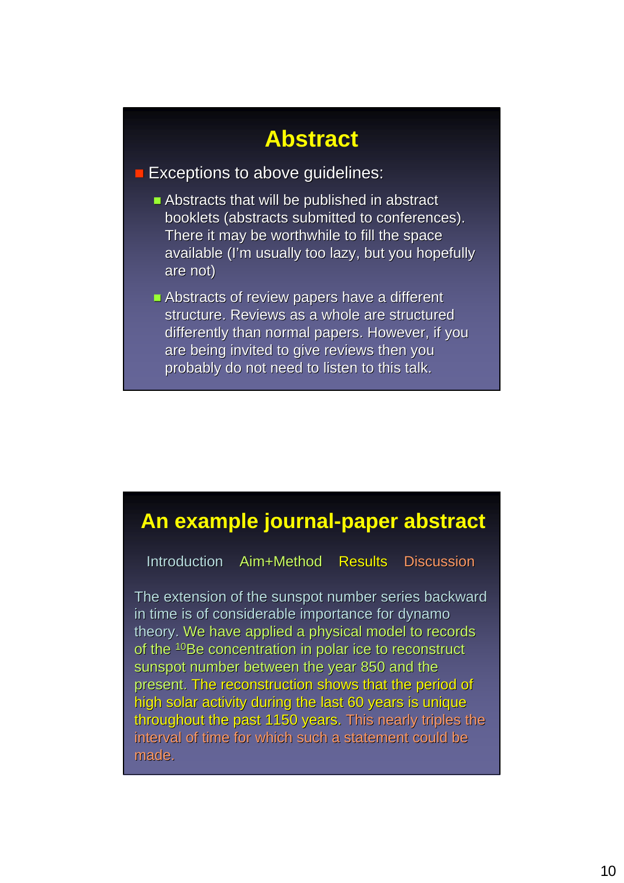## Abstract

- Exceptions to above guidelines:
  - Abstracts that will be published in abstract booklets (abstracts submitted to conferences). There it may be worthwhile to fill the space available (I'm usually too lazy, but you hopefully are not)
  - Abstracts of review papers have a different structure. Reviews as a whole are structured differently than normal papers. However, if you are being invited to give reviews then you probably do not need to listen to this talk.

## An example journal-paper abstract

Introduction    Aim+Method    Results    Discussion

The extension of the sunspot number series backward in time is of considerable importance for dynamo theory. We have applied a physical model to records of the $^{10}$Be concentration in polar ice to reconstruct sunspot number between the year 850 and the present. The reconstruction shows that the period of high solar activity during the last 60 years is unique throughout the past 1150 years. This nearly triples the interval of time for which such a statement could be made.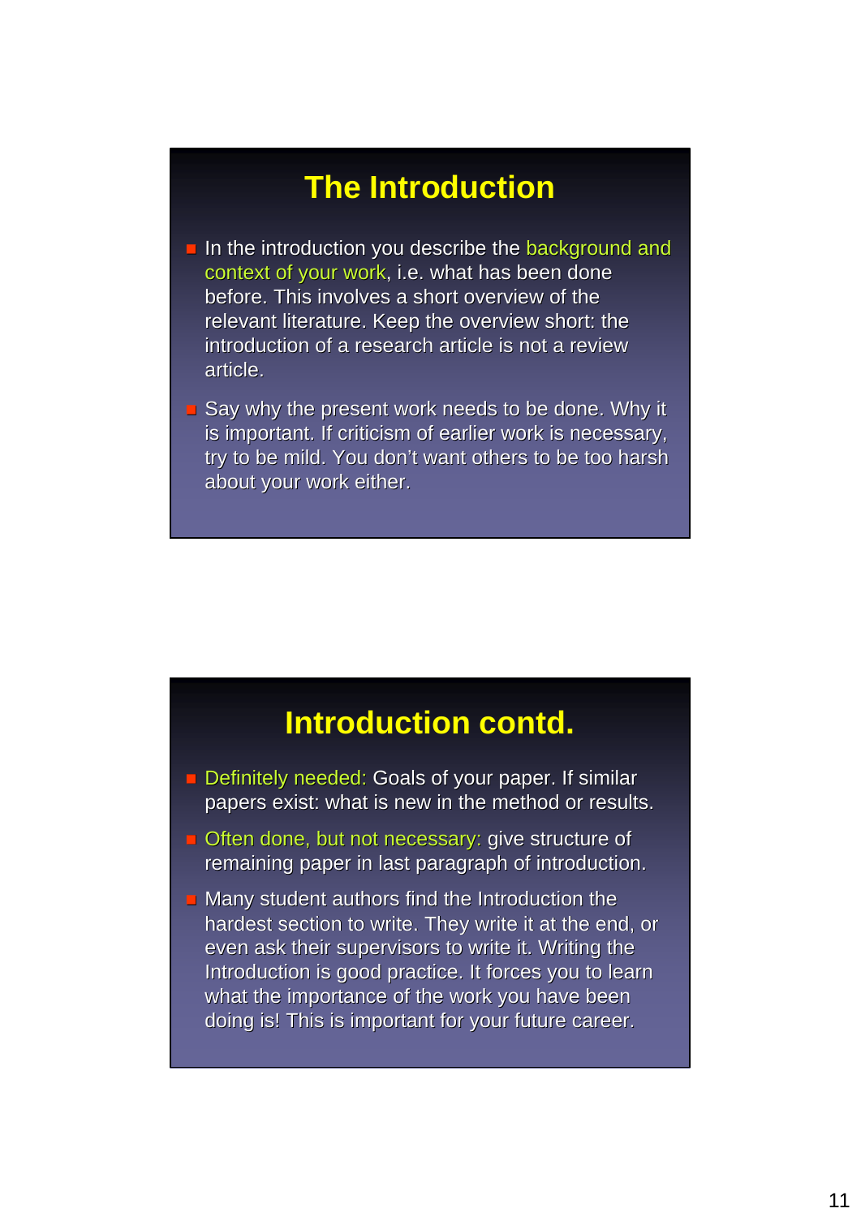## The Introduction

- In the introduction you describe the background and context of your work, i.e. what has been done before. This involves a short overview of the relevant literature. Keep the overview short: the introduction of a research article is not a review article.
- Say why the present work needs to be done. Why it is important. If criticism of earlier work is necessary, try to be mild. You don't want others to be too harsh about your work either.

## Introduction contd.

- Definitely needed: Goals of your paper. If similar papers exist: what is new in the method or results.
- Often done, but not necessary: give structure of remaining paper in last paragraph of introduction.
- Many student authors find the Introduction the hardest section to write. They write it at the end, or even ask their supervisors to write it. Writing the Introduction is good practice. It forces you to learn what the importance of the work you have been doing is! This is important for your future career.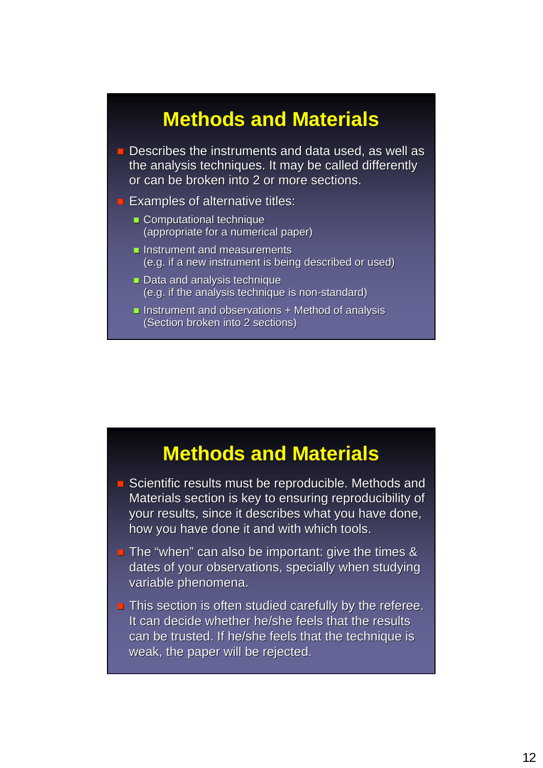## Methods and Materials

- Describes the instruments and data used, as well as the analysis techniques. It may be called differently or can be broken into 2 or more sections.
- Examples of alternative titles:
  - Computational technique
    (appropriate for a numerical paper)
  - Instrument and measurements
    (e.g. if a new instrument is being described or used)
  - Data and analysis technique
    (e.g. if the analysis technique is non-standard)
  - Instrument and observations + Method of analysis
    (Section broken into 2 sections)

## Methods and Materials

- Scientific results must be reproducible. Methods and Materials section is key to ensuring reproducibility of your results, since it describes what you have done, how you have done it and with which tools.
- The "when" can also be important: give the times & dates of your observations, specially when studying variable phenomena.
- This section is often studied carefully by the referee. It can decide whether he/she feels that the results can be trusted. If he/she feels that the technique is weak, the paper will be rejected.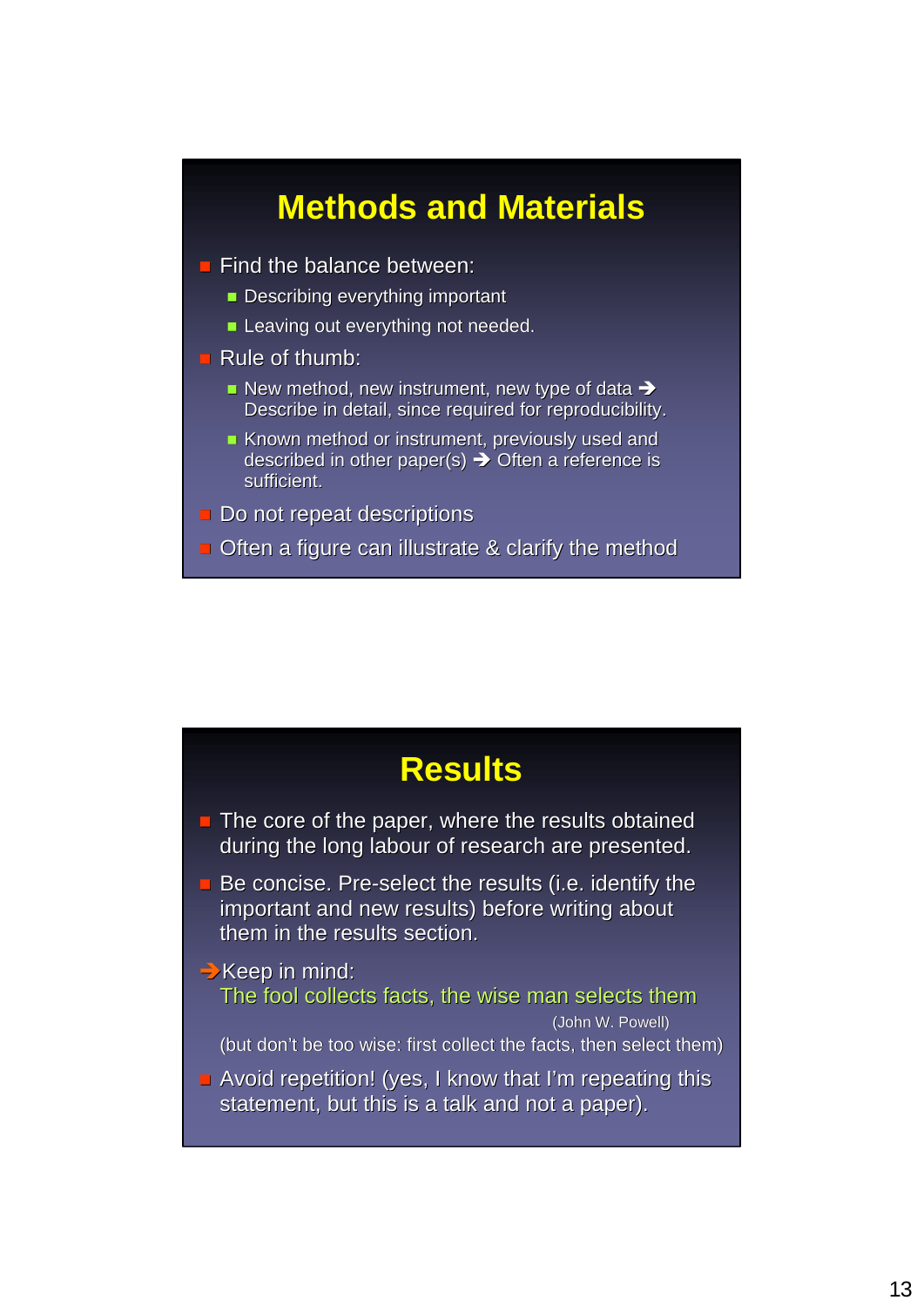# Methods and Materials

- Find the balance between:
  - Describing everything important
  - Leaving out everything not needed.
- Rule of thumb:
  - New method, new instrument, new type of data ➔ Describe in detail, since required for reproducibility.
  - Known method or instrument, previously used and described in other paper(s) ➔ Often a reference is sufficient.
- Do not repeat descriptions
- Often a figure can illustrate & clarify the method

# Results

- The core of the paper, where the results obtained during the long labour of research are presented.
- Be concise. Pre-select the results (i.e. identify the important and new results) before writing about them in the results section.

➔Keep in mind:
The fool collects facts, the wise man selects them
(John W. Powell)
(but don't be too wise: first collect the facts, then select them)

- Avoid repetition! (yes, I know that I'm repeating this statement, but this is a talk and not a paper).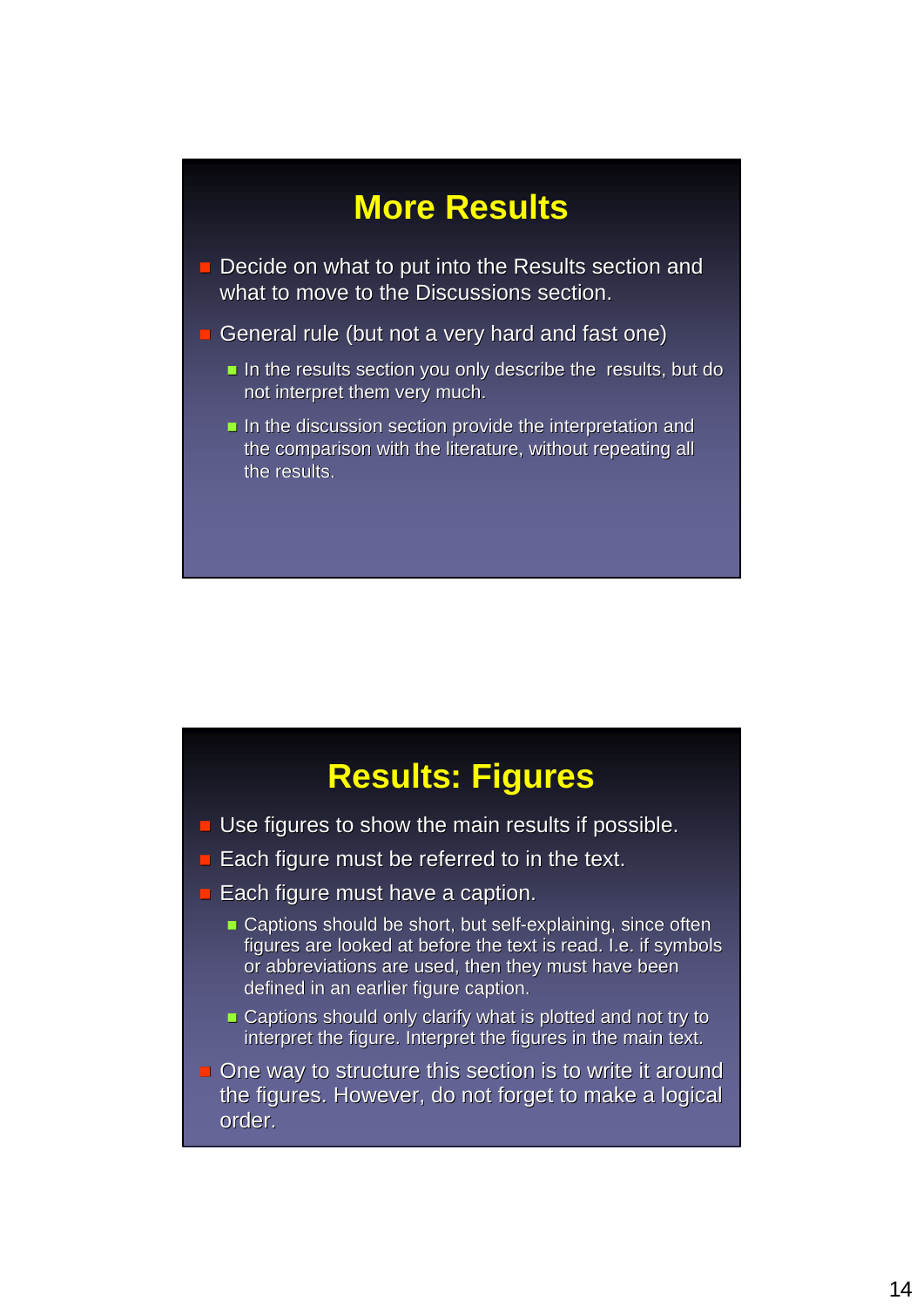# More Results

- Decide on what to put into the Results section and what to move to the Discussions section.
- General rule (but not a very hard and fast one)
  - In the results section you only describe the results, but do not interpret them very much.
  - In the discussion section provide the interpretation and the comparison with the literature, without repeating all the results.

# Results: Figures

- Use figures to show the main results if possible.
- Each figure must be referred to in the text.
- Each figure must have a caption.
  - Captions should be short, but self-explaining, since often figures are looked at before the text is read. I.e. if symbols or abbreviations are used, then they must have been defined in an earlier figure caption.
  - Captions should only clarify what is plotted and not try to interpret the figure. Interpret the figures in the main text.
- One way to structure this section is to write it around the figures. However, do not forget to make a logical order.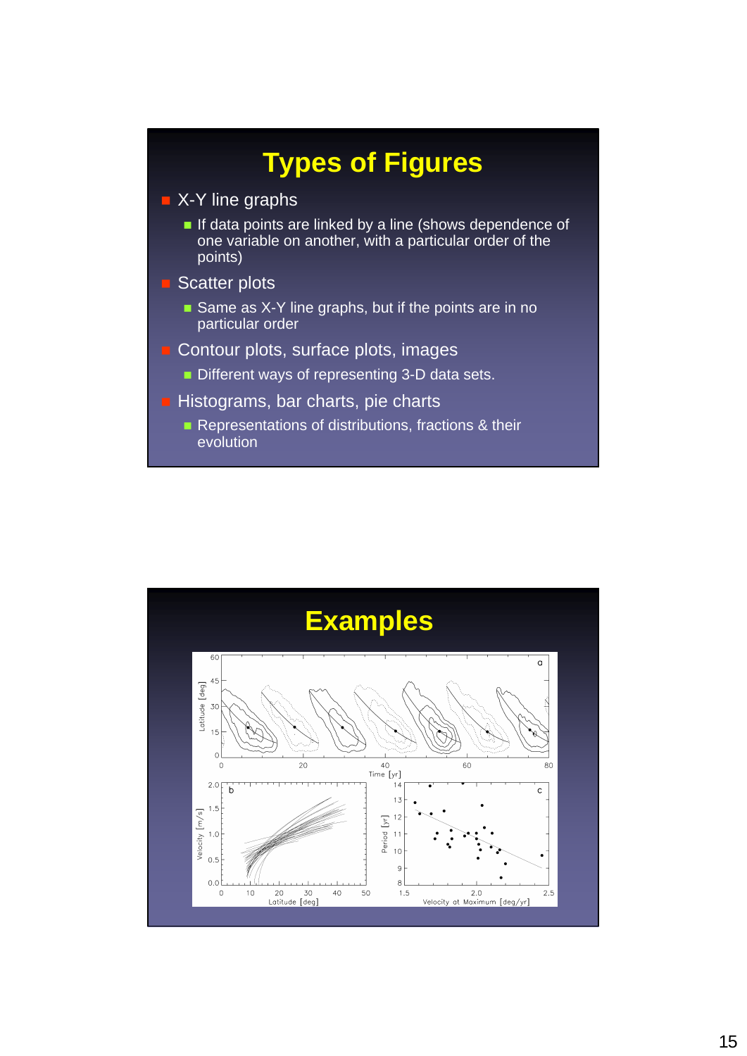# Types of Figures

- X-Y line graphs
  - If data points are linked by a line (shows dependence of one variable on another, with a particular order of the points)
- Scatter plots
  - Same as X-Y line graphs, but if the points are in no particular order
- Contour plots, surface plots, images
  - Different ways of representing 3-D data sets.
- Histograms, bar charts, pie charts
  - Representations of distributions, fractions & their evolution

# Examples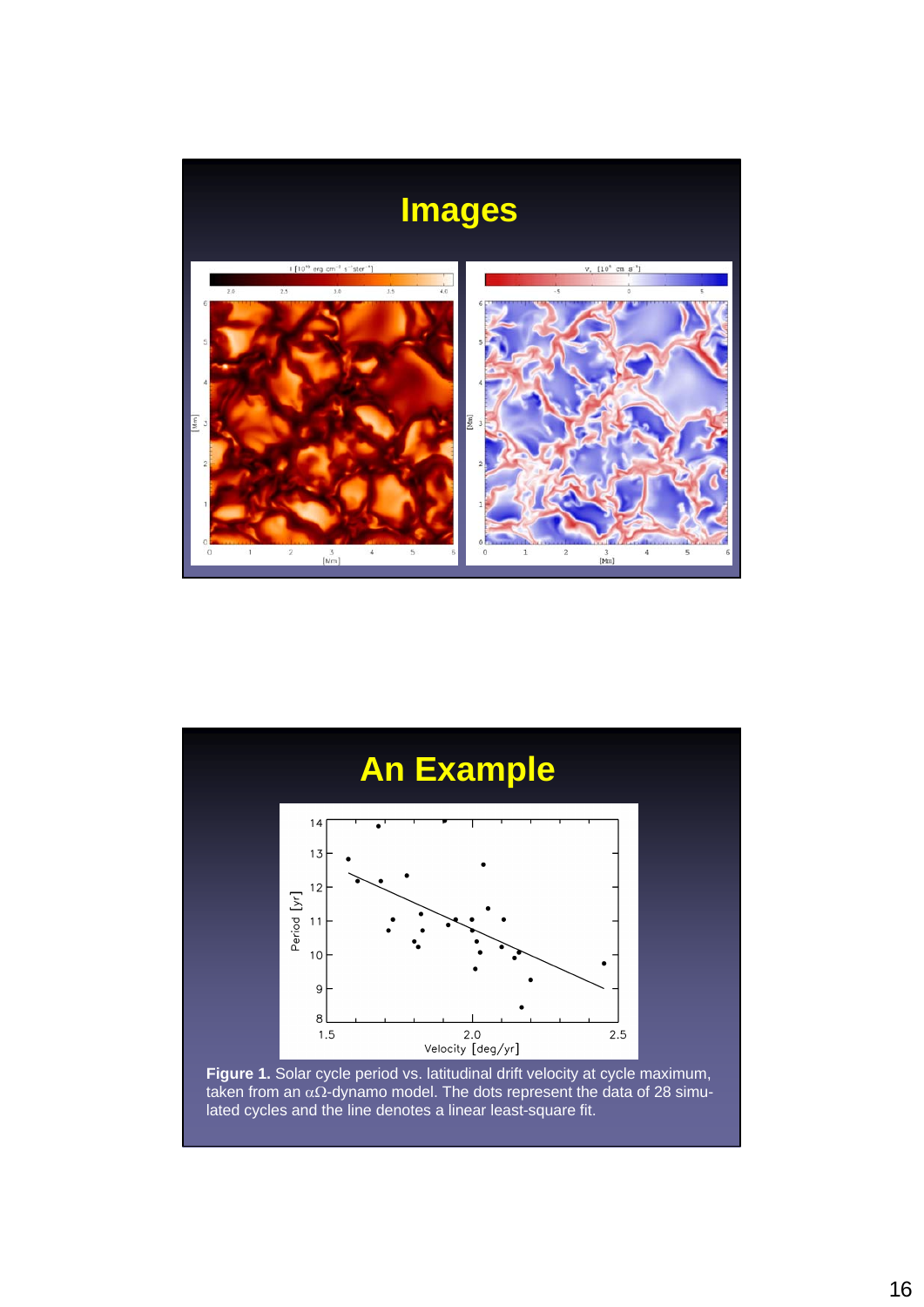# Images

# An Example

**Figure 1.** Solar cycle period vs. latitudinal drift velocity at cycle maximum, taken from an $\alpha\Omega$-dynamo model. The dots represent the data of 28 simulated cycles and the line denotes a linear least-square fit.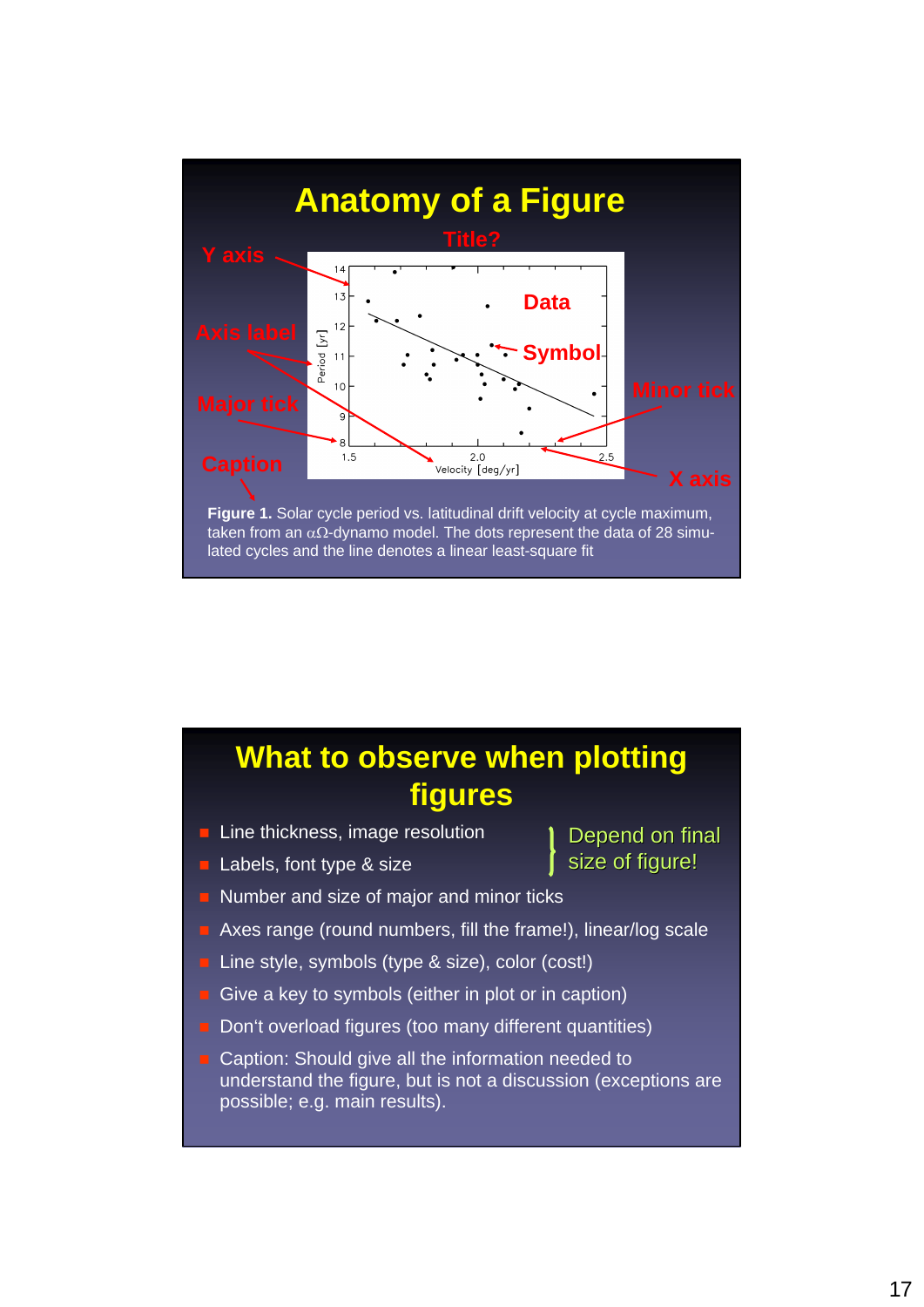# Anatomy of a Figure

Title?

Y axis

Axis label

Major tick

Caption

Data

Symbol

Minor tick

X axis

**Figure 1.** Solar cycle period vs. latitudinal drift velocity at cycle maximum, taken from an $\alpha\Omega$-dynamo model. The dots represent the data of 28 simulated cycles and the line denotes a linear least-square fit

# What to observe when plotting figures

- Line thickness, image resolution
- Labels, font type & size

} Depend on final size of figure!

- Number and size of major and minor ticks
- Axes range (round numbers, fill the frame!), linear/log scale
- Line style, symbols (type & size), color (cost!)
- Give a key to symbols (either in plot or in caption)
- Don't overload figures (too many different quantities)
- Caption: Should give all the information needed to understand the figure, but is not a discussion (exceptions are possible; e.g. main results).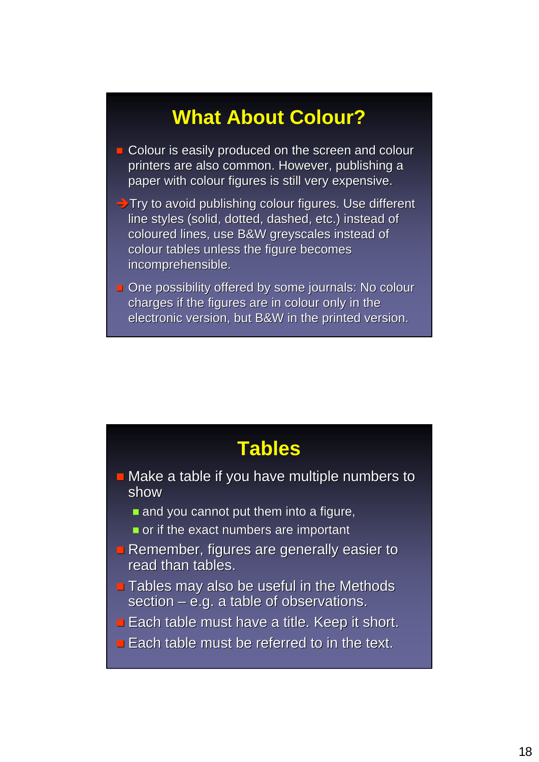## What About Colour?

- Colour is easily produced on the screen and colour printers are also common. However, publishing a paper with colour figures is still very expensive.

➔ Try to avoid publishing colour figures. Use different line styles (solid, dotted, dashed, etc.) instead of coloured lines, use B&W greyscales instead of colour tables unless the figure becomes incomprehensible.

- One possibility offered by some journals: No colour charges if the figures are in colour only in the electronic version, but B&W in the printed version.

## Tables

- Make a table if you have multiple numbers to show
  - and you cannot put them into a figure,
  - or if the exact numbers are important
- Remember, figures are generally easier to read than tables.
- Tables may also be useful in the Methods section – e.g. a table of observations.
- Each table must have a title. Keep it short.
- Each table must be referred to in the text.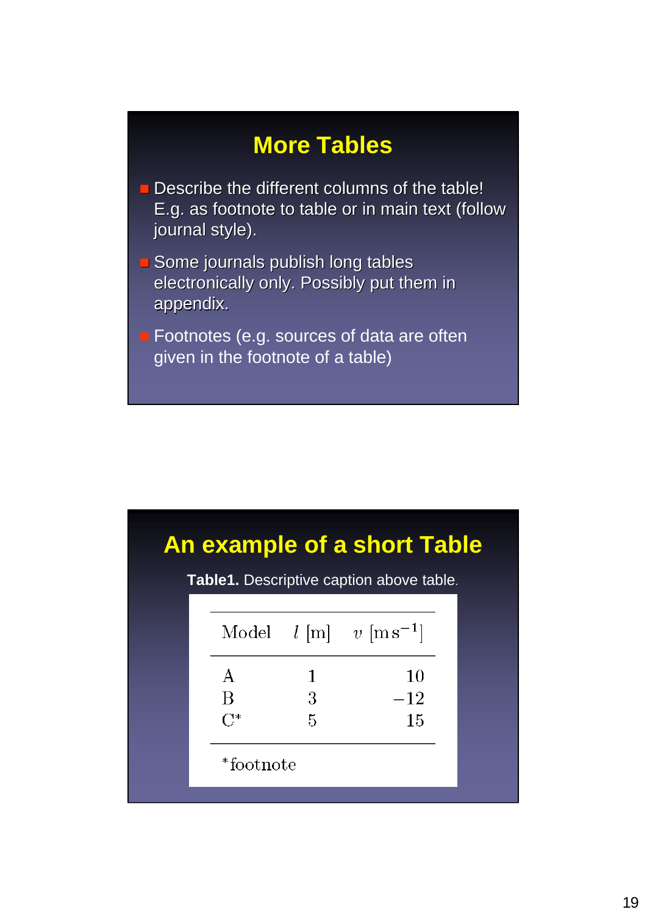## More Tables

- Describe the different columns of the table! E.g. as footnote to table or in main text (follow journal style).
- Some journals publish long tables electronically only. Possibly put them in appendix.
- Footnotes (e.g. sources of data are often given in the footnote of a table)

## An example of a short Table

**Table1.** Descriptive caption above table.

| Model | $l$ [m] | $v$ [m s$^{-1}$] |
|---|---|---|
| A | 1 | 10 |
| B | 3 | −12 |
| C* | 5 | 15 |

*footnote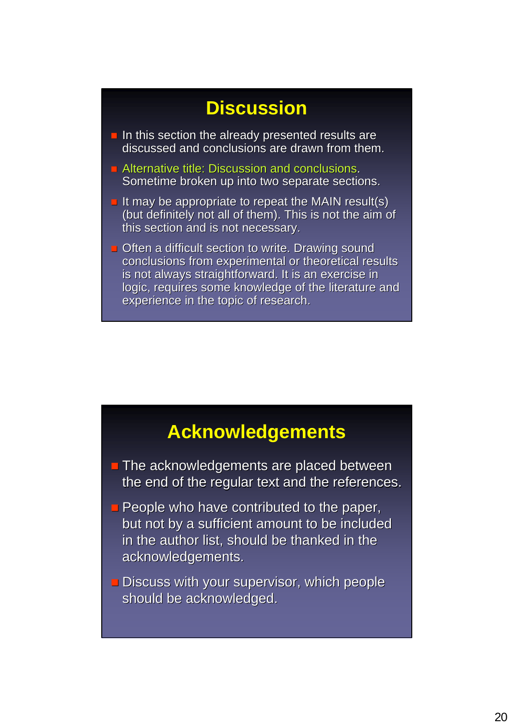# Discussion

- In this section the already presented results are discussed and conclusions are drawn from them.
- Alternative title: Discussion and conclusions. Sometime broken up into two separate sections.
- It may be appropriate to repeat the MAIN result(s) (but definitely not all of them). This is not the aim of this section and is not necessary.
- Often a difficult section to write. Drawing sound conclusions from experimental or theoretical results is not always straightforward. It is an exercise in logic, requires some knowledge of the literature and experience in the topic of research.

# Acknowledgements

- The acknowledgements are placed between the end of the regular text and the references.
- People who have contributed to the paper, but not by a sufficient amount to be included in the author list, should be thanked in the acknowledgements.
- Discuss with your supervisor, which people should be acknowledged.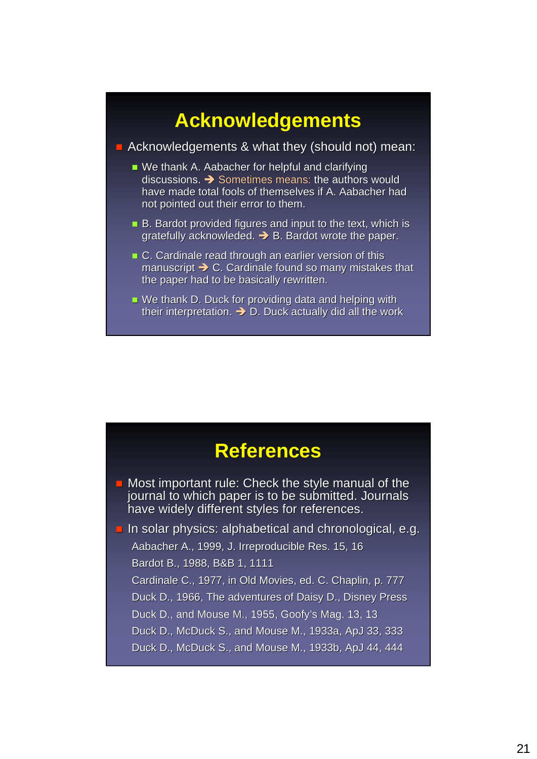# Acknowledgements

- Acknowledgements & what they (should not) mean:
  - We thank A. Aabacher for helpful and clarifying discussions. ➔ Sometimes means: the authors would have made total fools of themselves if A. Aabacher had not pointed out their error to them.
  - B. Bardot provided figures and input to the text, which is gratefully acknowleded. ➔ B. Bardot wrote the paper.
  - C. Cardinale read through an earlier version of this manuscript ➔ C. Cardinale found so many mistakes that the paper had to be basically rewritten.
  - We thank D. Duck for providing data and helping with their interpretation. ➔ D. Duck actually did all the work

# References

- Most important rule: Check the style manual of the journal to which paper is to be submitted. Journals have widely different styles for references.
- In solar physics: alphabetical and chronological, e.g.

  Aabacher A., 1999, J. Irreproducible Res. 15, 16

  Bardot B., 1988, B&B 1, 1111

  Cardinale C., 1977, in Old Movies, ed. C. Chaplin, p. 777

  Duck D., 1966, The adventures of Daisy D., Disney Press

  Duck D., and Mouse M., 1955, Goofy's Mag. 13, 13

  Duck D., McDuck S., and Mouse M., 1933a, ApJ 33, 333

  Duck D., McDuck S., and Mouse M., 1933b, ApJ 44, 444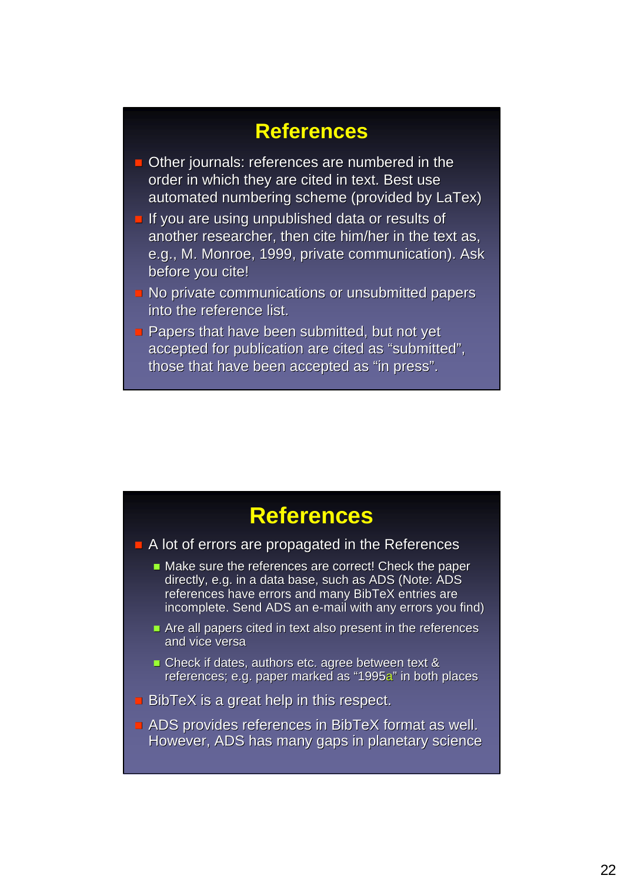## References

- Other journals: references are numbered in the order in which they are cited in text. Best use automated numbering scheme (provided by LaTex)
- If you are using unpublished data or results of another researcher, then cite him/her in the text as, e.g., M. Monroe, 1999, private communication). Ask before you cite!
- No private communications or unsubmitted papers into the reference list.
- Papers that have been submitted, but not yet accepted for publication are cited as "submitted", those that have been accepted as "in press".

## References

- A lot of errors are propagated in the References
  - Make sure the references are correct! Check the paper directly, e.g. in a data base, such as ADS (Note: ADS references have errors and many BibTeX entries are incomplete. Send ADS an e-mail with any errors you find)
  - Are all papers cited in text also present in the references and vice versa
  - Check if dates, authors etc. agree between text & references; e.g. paper marked as "1995a" in both places
- BibTeX is a great help in this respect.
- ADS provides references in BibTeX format as well. However, ADS has many gaps in planetary science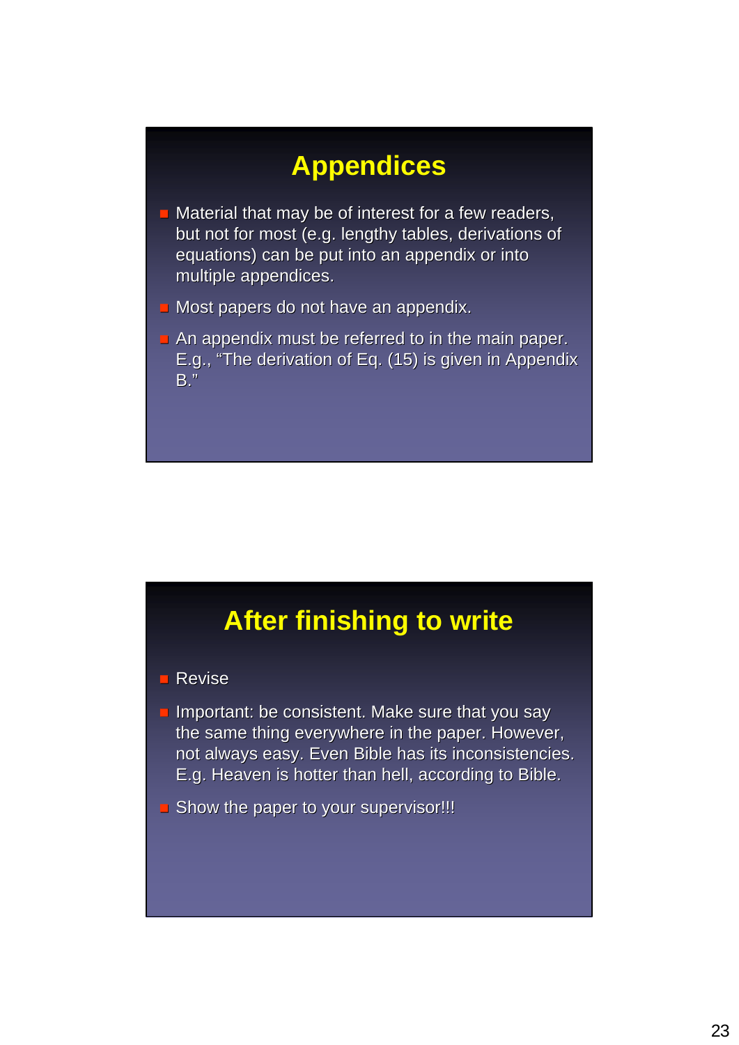## Appendices

- Material that may be of interest for a few readers, but not for most (e.g. lengthy tables, derivations of equations) can be put into an appendix or into multiple appendices.
- Most papers do not have an appendix.
- An appendix must be referred to in the main paper. E.g., “The derivation of Eq. (15) is given in Appendix B.”

## After finishing to write

- Revise
- Important: be consistent. Make sure that you say the same thing everywhere in the paper. However, not always easy. Even Bible has its inconsistencies. E.g. Heaven is hotter than hell, according to Bible.
- Show the paper to your supervisor!!!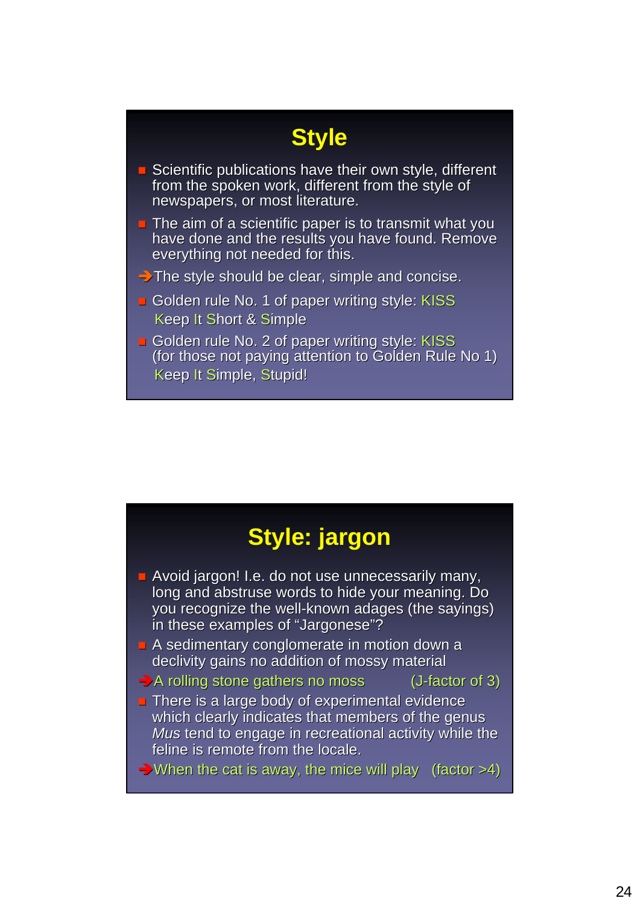# Style

- Scientific publications have their own style, different from the spoken work, different from the style of newspapers, or most literature.
- The aim of a scientific paper is to transmit what you have done and the results you have found. Remove everything not needed for this.

➔ The style should be clear, simple and concise.

- Golden rule No. 1 of paper writing style: KISS
  Keep It Short & Simple
- Golden rule No. 2 of paper writing style: KISS
  (for those not paying attention to Golden Rule No 1)
  Keep It Simple, Stupid!

# Style: jargon

- Avoid jargon! I.e. do not use unnecessarily many, long and abstruse words to hide your meaning. Do you recognize the well-known adages (the sayings) in these examples of "Jargonese"?
- A sedimentary conglomerate in motion down a declivity gains no addition of mossy material

➔ A rolling stone gathers no moss (J-factor of 3)

- There is a large body of experimental evidence which clearly indicates that members of the genus *Mus* tend to engage in recreational activity while the feline is remote from the locale.

➔ When the cat is away, the mice will play (factor >4)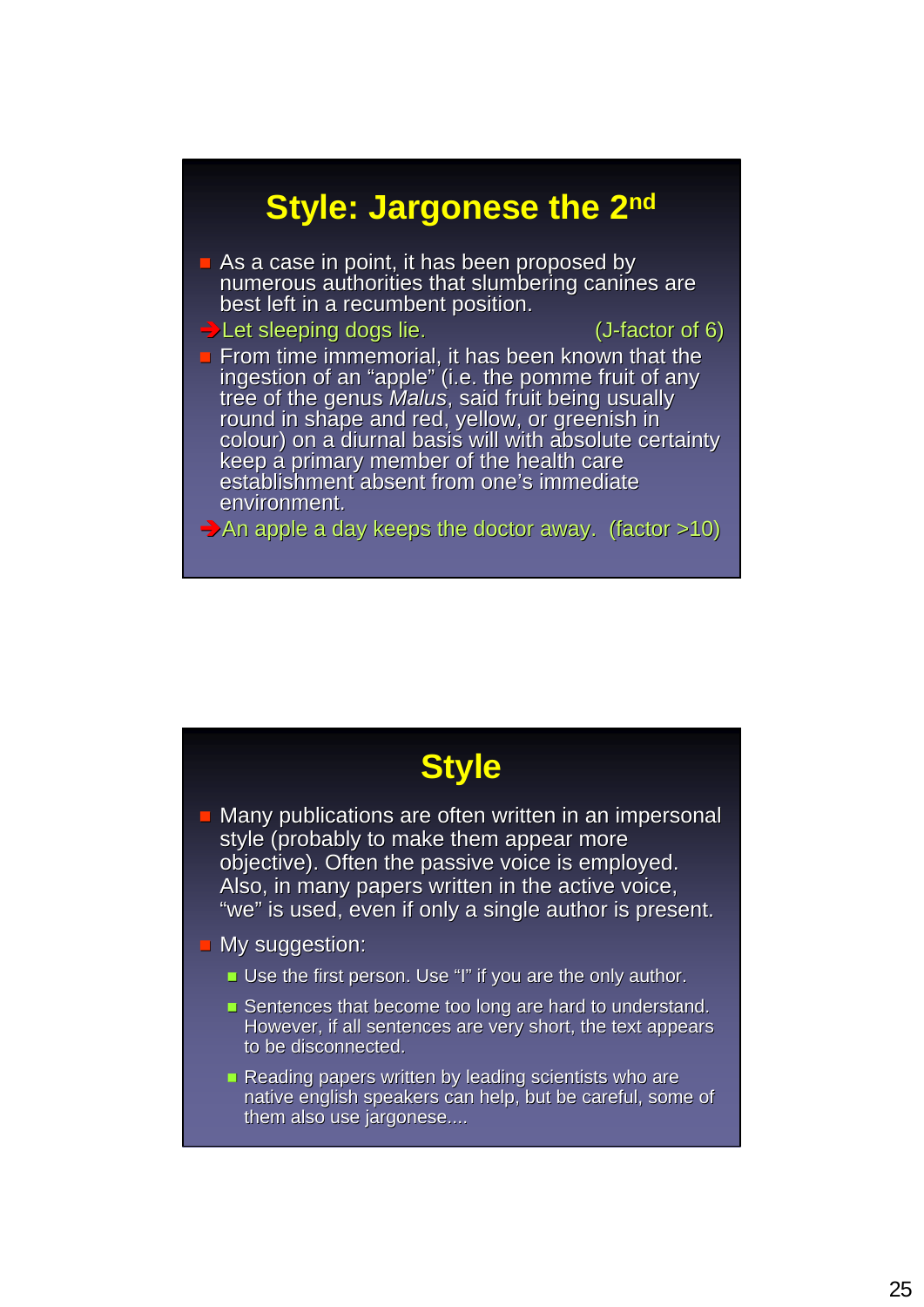## Style: Jargonese the 2nd

- As a case in point, it has been proposed by numerous authorities that slumbering canines are best left in a recumbent position.

➔ Let sleeping dogs lie. (J-factor of 6)

- From time immemorial, it has been known that the ingestion of an "apple" (i.e. the pomme fruit of any tree of the genus *Malus*, said fruit being usually round in shape and red, yellow, or greenish in colour) on a diurnal basis will with absolute certainty keep a primary member of the health care establishment absent from one's immediate environment.

➔ An apple a day keeps the doctor away. (factor >10)

## Style

- Many publications are often written in an impersonal style (probably to make them appear more objective). Often the passive voice is employed. Also, in many papers written in the active voice, "we" is used, even if only a single author is present.
- My suggestion:
  - Use the first person. Use "I" if you are the only author.
  - Sentences that become too long are hard to understand. However, if all sentences are very short, the text appears to be disconnected.
  - Reading papers written by leading scientists who are native english speakers can help, but be careful, some of them also use jargonese....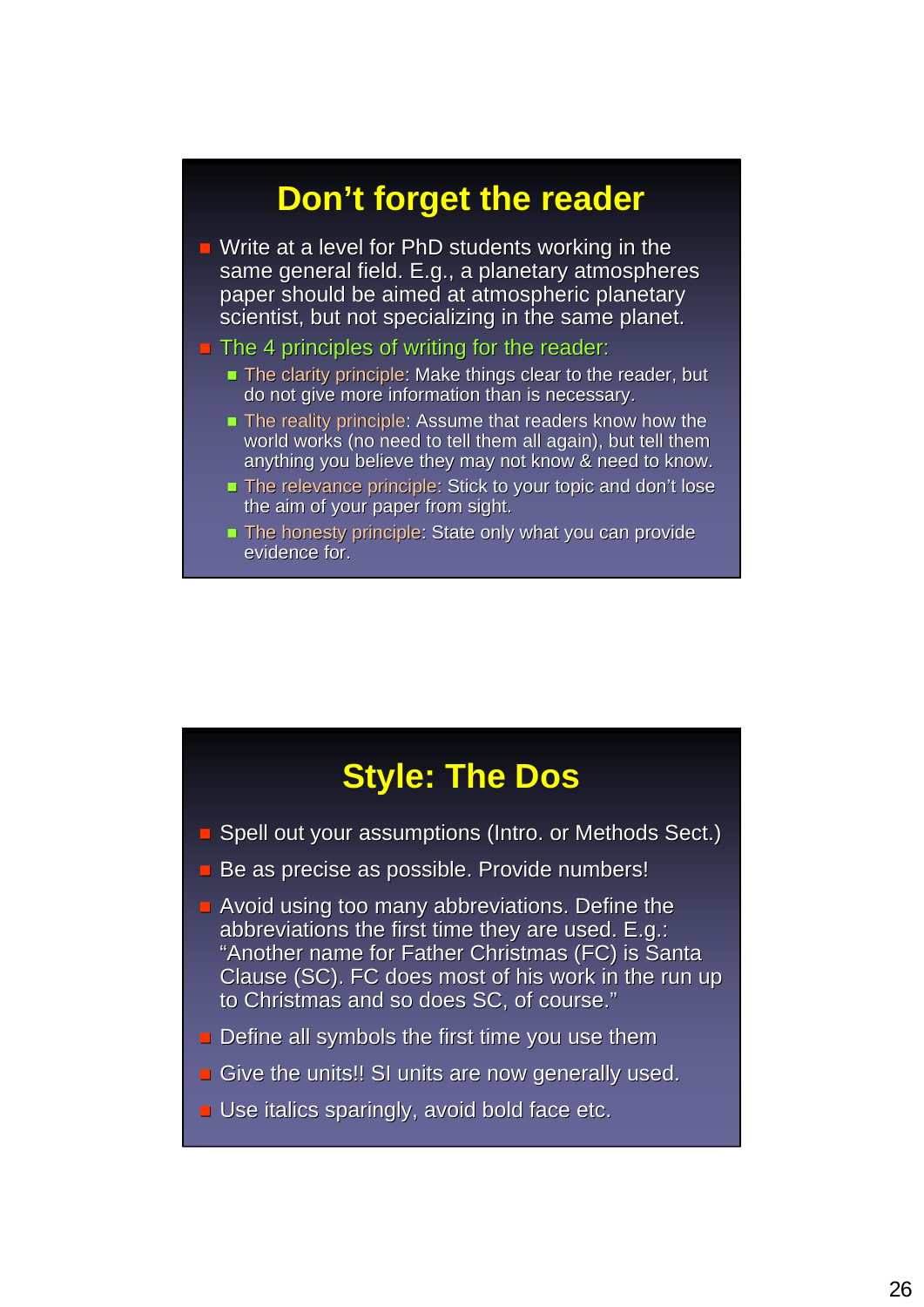## Don't forget the reader

- Write at a level for PhD students working in the same general field. E.g., a planetary atmospheres paper should be aimed at atmospheric planetary scientist, but not specializing in the same planet.
- The 4 principles of writing for the reader:
  - The clarity principle: Make things clear to the reader, but do not give more information than is necessary.
  - The reality principle: Assume that readers know how the world works (no need to tell them all again), but tell them anything you believe they may not know & need to know.
  - The relevance principle: Stick to your topic and don't lose the aim of your paper from sight.
  - The honesty principle: State only what you can provide evidence for.

## Style: The Dos

- Spell out your assumptions (Intro. or Methods Sect.)
- Be as precise as possible. Provide numbers!
- Avoid using too many abbreviations. Define the abbreviations the first time they are used. E.g.: "Another name for Father Christmas (FC) is Santa Clause (SC). FC does most of his work in the run up to Christmas and so does SC, of course."
- Define all symbols the first time you use them
- Give the units!! SI units are now generally used.
- Use italics sparingly, avoid bold face etc.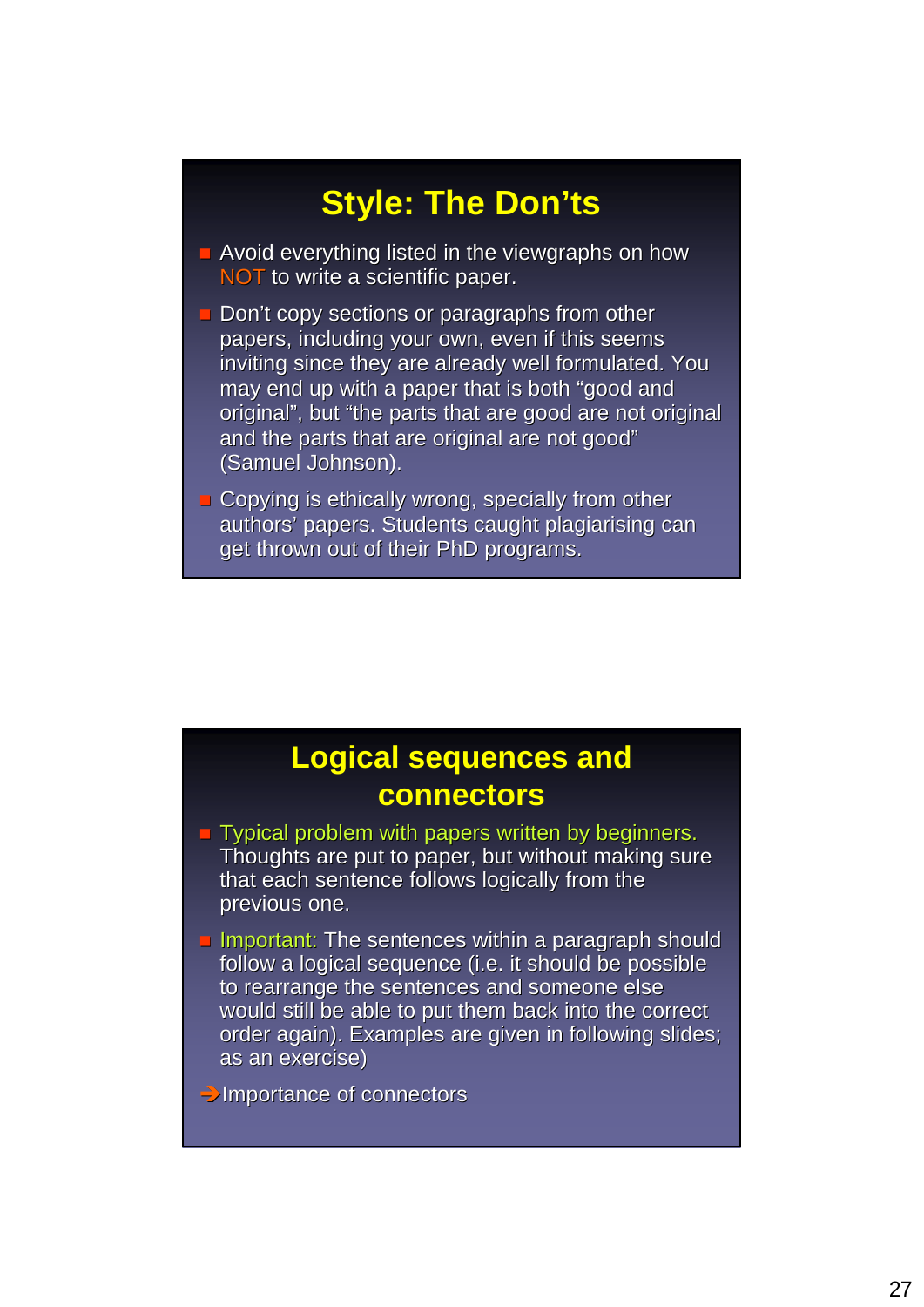## Style: The Don'ts

- Avoid everything listed in the viewgraphs on how NOT to write a scientific paper.
- Don't copy sections or paragraphs from other papers, including your own, even if this seems inviting since they are already well formulated. You may end up with a paper that is both "good and original", but "the parts that are good are not original and the parts that are original are not good" (Samuel Johnson).
- Copying is ethically wrong, specially from other authors' papers. Students caught plagiarising can get thrown out of their PhD programs.

## Logical sequences and connectors

- Typical problem with papers written by beginners. Thoughts are put to paper, but without making sure that each sentence follows logically from the previous one.
- Important: The sentences within a paragraph should follow a logical sequence (i.e. it should be possible to rearrange the sentences and someone else would still be able to put them back into the correct order again). Examples are given in following slides; as an exercise)

→ Importance of connectors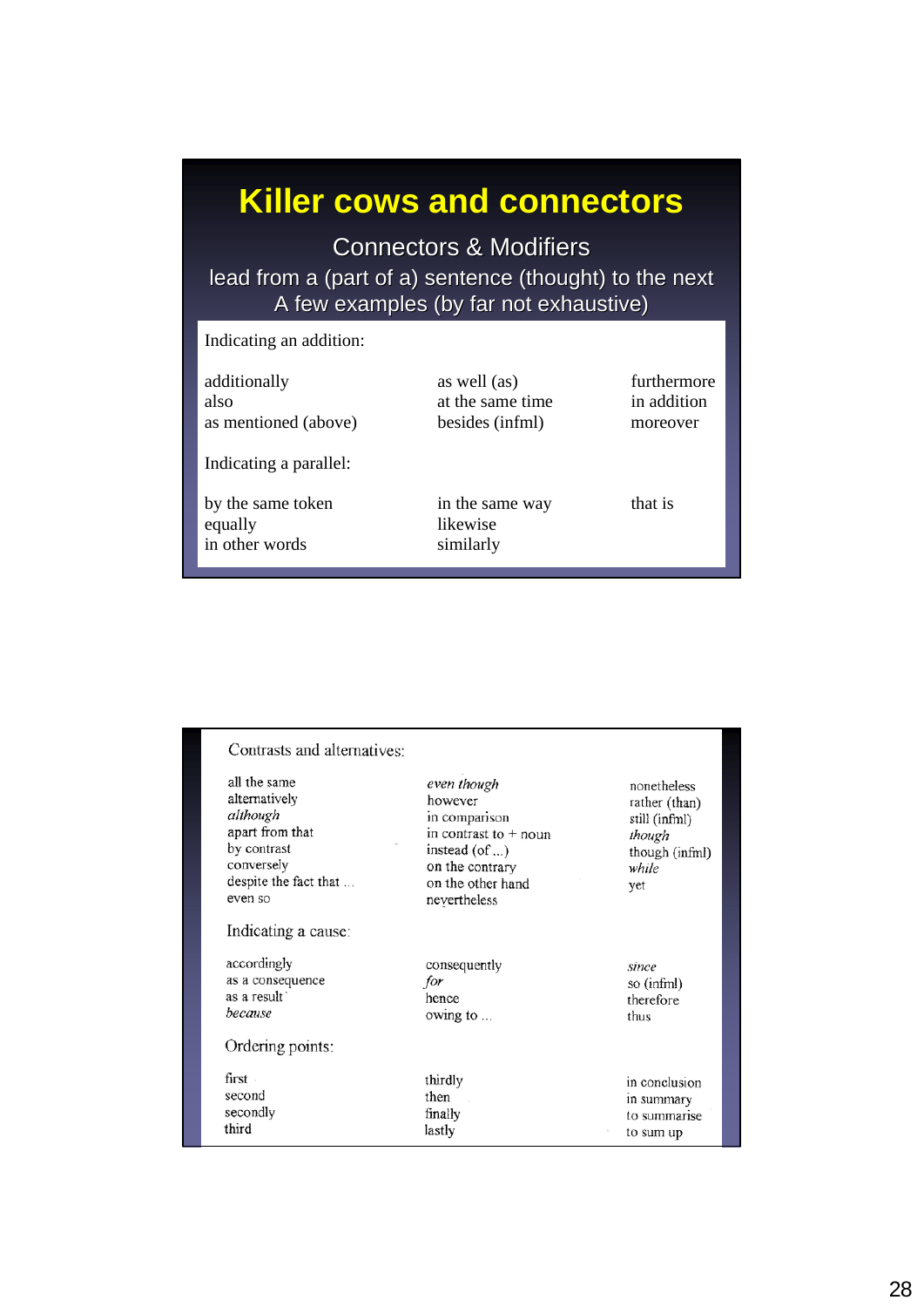# Killer cows and connectors

## Connectors & Modifiers

lead from a (part of a) sentence (thought) to the next

A few examples (by far not exhaustive)

Indicating an addition:

| | | |
|---|---|---|
| additionally | as well (as) | furthermore |
| also | at the same time | in addition |
| as mentioned (above) | besides (infml) | moreover |

Indicating a parallel:

| | | |
|---|---|---|
| by the same token | in the same way | that is |
| equally | likewise | |
| in other words | similarly | |

Contrasts and alternatives:

| | | |
|---|---|---|
| all the same | *even though* | nonetheless |
| alternatively | however | rather (than) |
| *although* | in comparison | still (infml) |
| apart from that | in contrast to + noun | *though* |
| by contrast | instead (of ...) | though (infml) |
| conversely | on the contrary | *while* |
| despite the fact that ... | on the other hand | yet |
| even so | nevertheless | |

Indicating a cause:

| | | |
|---|---|---|
| accordingly | consequently | *since* |
| as a consequence | *for* | so (infml) |
| as a result | hence | therefore |
| *because* | owing to ... | thus |

Ordering points:

| | | |
|---|---|---|
| first | thirdly | in conclusion |
| second | then | in summary |
| secondly | finally | to summarise |
| third | lastly | to sum up |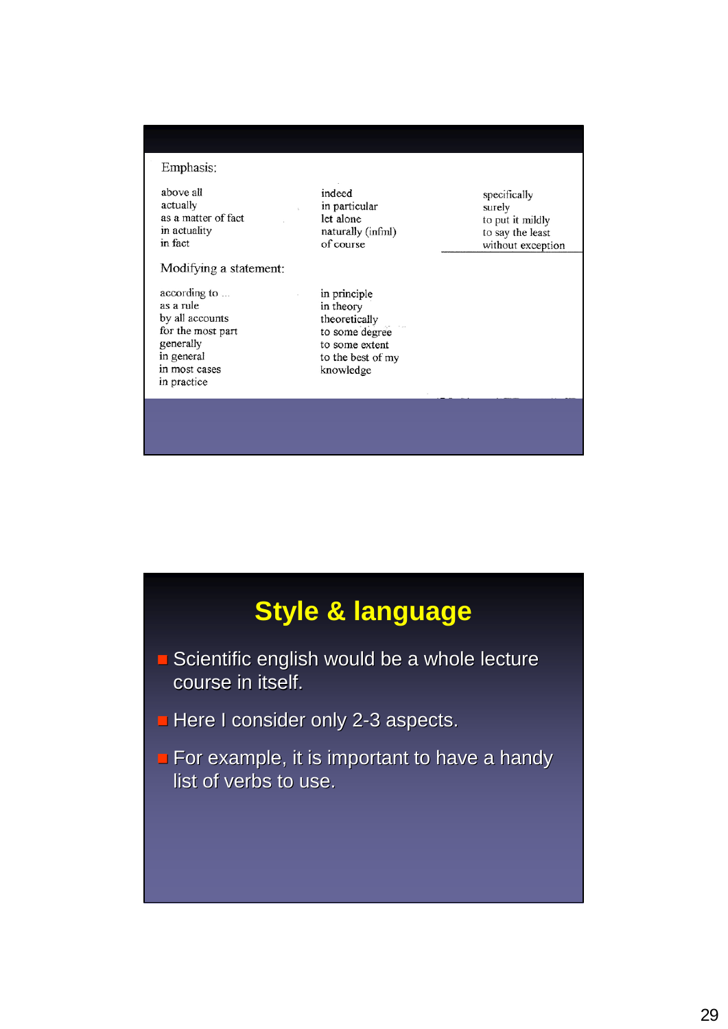Emphasis:

above all
actually
as a matter of fact
in actuality
in fact

indeed
in particular
let alone
naturally (infml)
of course

specifically
surely
to put it mildly
to say the least
without exception

Modifying a statement:

according to ...
as a rule
by all accounts
for the most part
generally
in general
in most cases
in practice

in principle
in theory
theoretically
to some degree
to some extent
to the best of my knowledge

## Style & language

- Scientific english would be a whole lecture course in itself.
- Here I consider only 2-3 aspects.
- For example, it is important to have a handy list of verbs to use.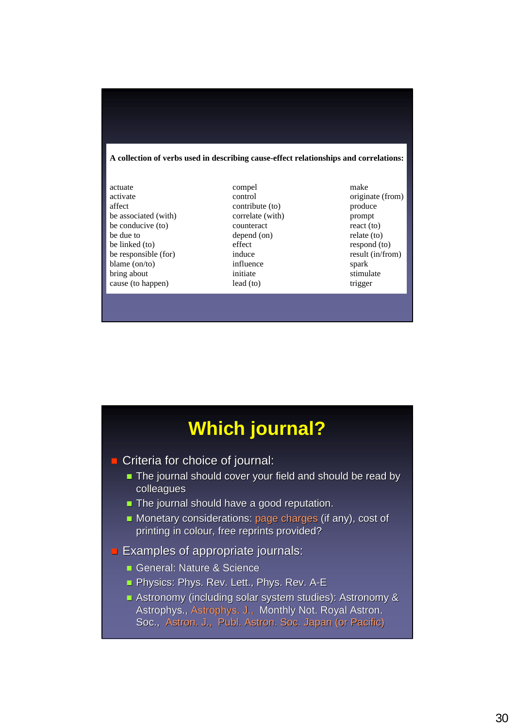**A collection of verbs used in describing cause-effect relationships and correlations:**

| | | |
|---|---|---|
| actuate | compel | make |
| activate | control | originate (from) |
| affect | contribute (to) | produce |
| be associated (with) | correlate (with) | prompt |
| be conducive (to) | counteract | react (to) |
| be due to | depend (on) | relate (to) |
| be linked (to) | effect | respond (to) |
| be responsible (for) | induce | result (in/from) |
| blame (on/to) | influence | spark |
| bring about | initiate | stimulate |
| cause (to happen) | lead (to) | trigger |

# Which journal?

- Criteria for choice of journal:
  - The journal should cover your field and should be read by colleagues
  - The journal should have a good reputation.
  - Monetary considerations: page charges (if any), cost of printing in colour, free reprints provided?
- Examples of appropriate journals:
  - General: Nature & Science
  - Physics: Phys. Rev. Lett., Phys. Rev. A-E
  - Astronomy (including solar system studies): Astronomy & Astrophys., Astrophys. J., Monthly Not. Royal Astron. Soc., Astron. J., Publ. Astron. Soc. Japan (or Pacific)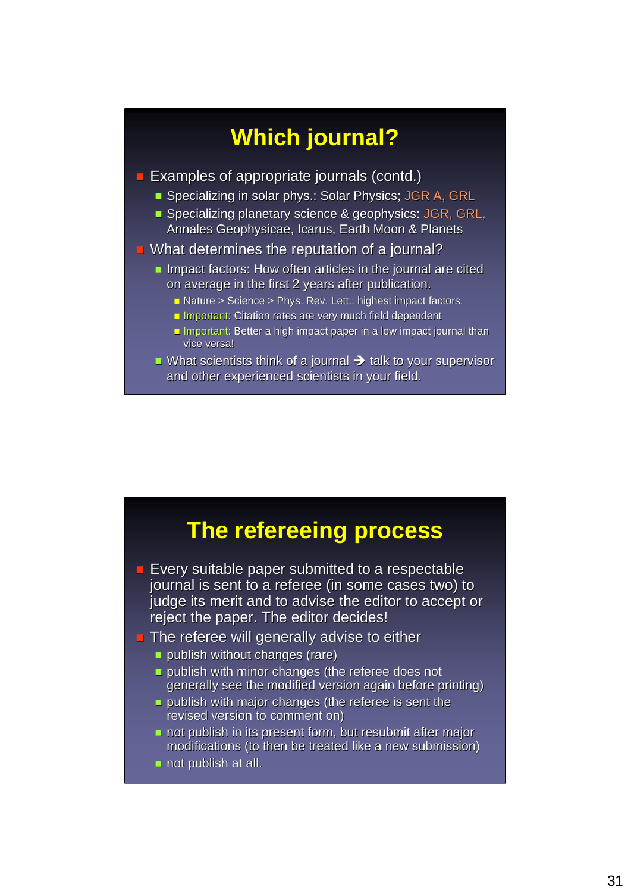# Which journal?

- Examples of appropriate journals (contd.)
  - Specializing in solar phys.: Solar Physics; JGR A, GRL
  - Specializing planetary science & geophysics: JGR, GRL, Annales Geophysicae, Icarus, Earth Moon & Planets
- What determines the reputation of a journal?
  - Impact factors: How often articles in the journal are cited on average in the first 2 years after publication.
    - Nature > Science > Phys. Rev. Lett.: highest impact factors.
    - Important: Citation rates are very much field dependent
    - Important: Better a high impact paper in a low impact journal than vice versa!
  - What scientists think of a journal ➔ talk to your supervisor and other experienced scientists in your field.

# The refereeing process

- Every suitable paper submitted to a respectable journal is sent to a referee (in some cases two) to judge its merit and to advise the editor to accept or reject the paper. The editor decides!
- The referee will generally advise to either
  - publish without changes (rare)
  - publish with minor changes (the referee does not generally see the modified version again before printing)
  - publish with major changes (the referee is sent the revised version to comment on)
  - not publish in its present form, but resubmit after major modifications (to then be treated like a new submission)
  - not publish at all.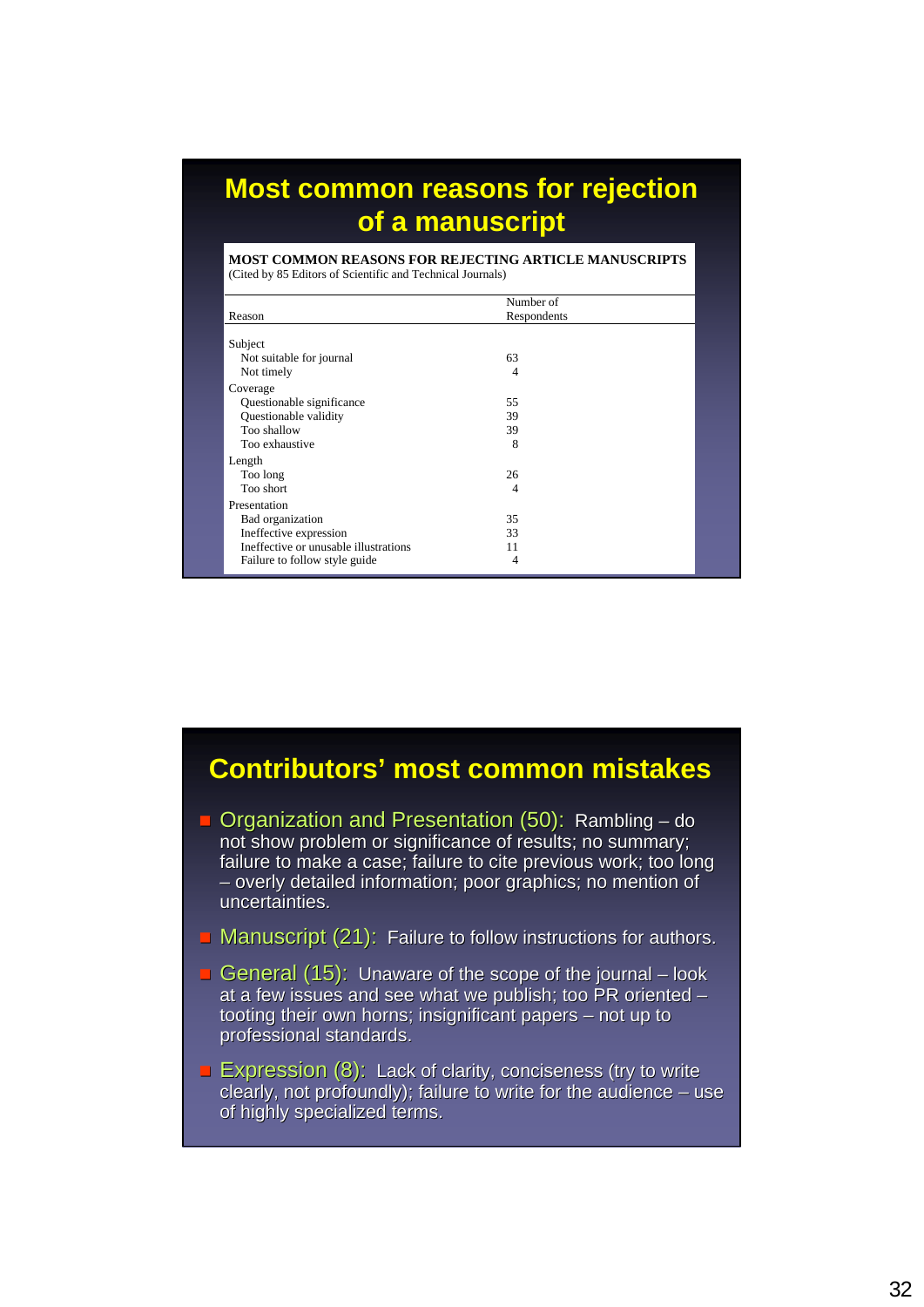## Most common reasons for rejection of a manuscript

**MOST COMMON REASONS FOR REJECTING ARTICLE MANUSCRIPTS**
(Cited by 85 Editors of Scientific and Technical Journals)

| Reason | Number of Respondents |
|---|---|
| Subject | |
| Not suitable for journal | 63 |
| Not timely | 4 |
| Coverage | |
| Questionable significance | 55 |
| Questionable validity | 39 |
| Too shallow | 39 |
| Too exhaustive | 8 |
| Length | |
| Too long | 26 |
| Too short | 4 |
| Presentation | |
| Bad organization | 35 |
| Ineffective expression | 33 |
| Ineffective or unusable illustrations | 11 |
| Failure to follow style guide | 4 |

## Contributors' most common mistakes

- **Organization and Presentation (50):** Rambling – do not show problem or significance of results; no summary; failure to make a case; failure to cite previous work; too long – overly detailed information; poor graphics; no mention of uncertainties.
- **Manuscript (21):** Failure to follow instructions for authors.
- **General (15):** Unaware of the scope of the journal – look at a few issues and see what we publish; too PR oriented – tooting their own horns; insignificant papers – not up to professional standards.
- **Expression (8):** Lack of clarity, conciseness (try to write clearly, not profoundly); failure to write for the audience – use of highly specialized terms.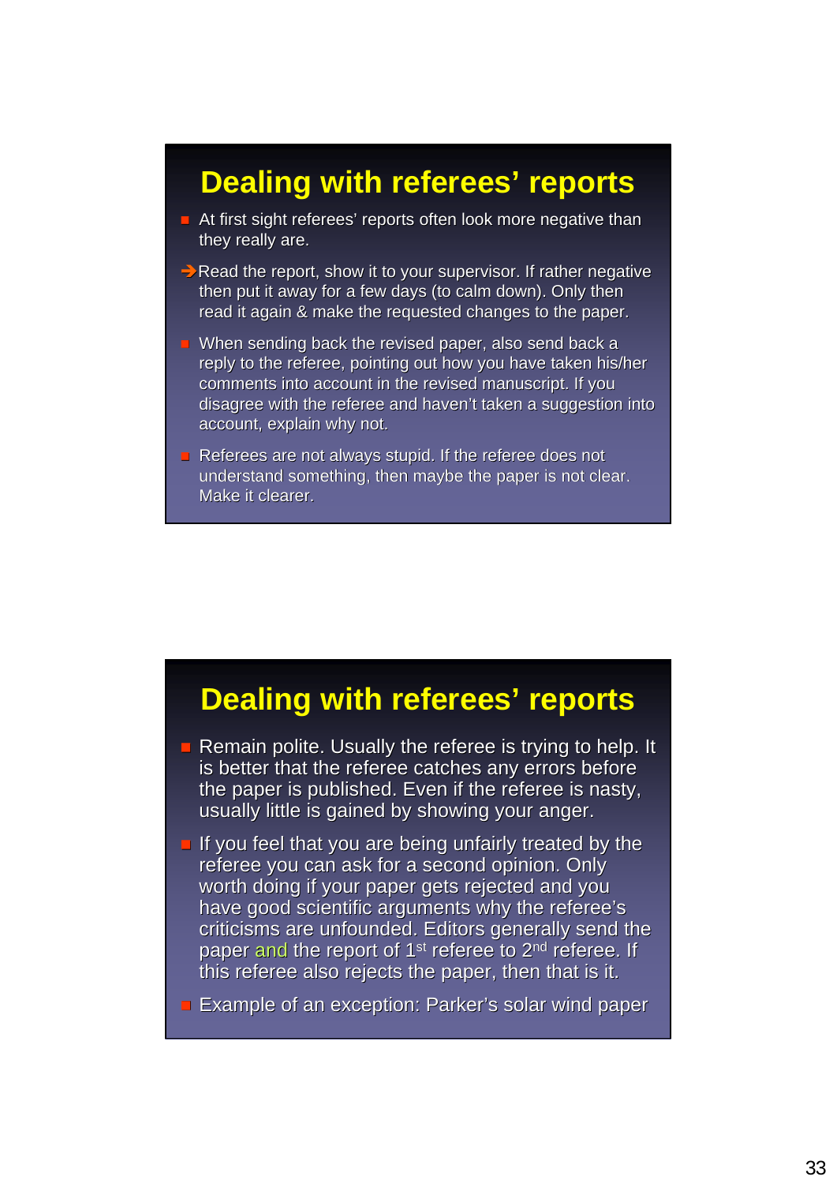# Dealing with referees' reports

- At first sight referees' reports often look more negative than they really are.

→ Read the report, show it to your supervisor. If rather negative then put it away for a few days (to calm down). Only then read it again & make the requested changes to the paper.

- When sending back the revised paper, also send back a reply to the referee, pointing out how you have taken his/her comments into account in the revised manuscript. If you disagree with the referee and haven't taken a suggestion into account, explain why not.
- Referees are not always stupid. If the referee does not understand something, then maybe the paper is not clear. Make it clearer.

# Dealing with referees' reports

- Remain polite. Usually the referee is trying to help. It is better that the referee catches any errors before the paper is published. Even if the referee is nasty, usually little is gained by showing your anger.
- If you feel that you are being unfairly treated by the referee you can ask for a second opinion. Only worth doing if your paper gets rejected and you have good scientific arguments why the referee's criticisms are unfounded. Editors generally send the paper and the report of 1st referee to 2nd referee. If this referee also rejects the paper, then that is it.
- Example of an exception: Parker's solar wind paper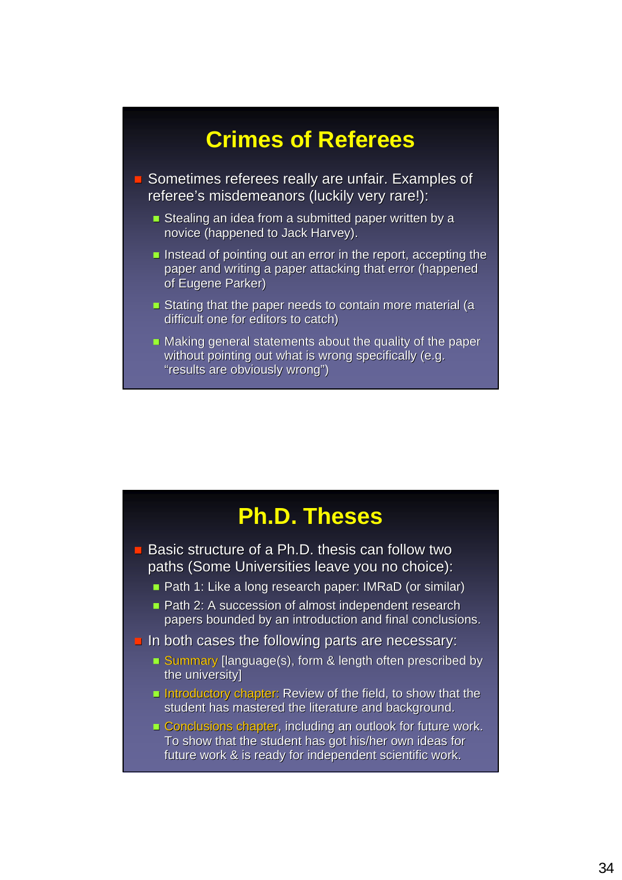## Crimes of Referees

- Sometimes referees really are unfair. Examples of referee's misdemeanors (luckily very rare!):
  - Stealing an idea from a submitted paper written by a novice (happened to Jack Harvey).
  - Instead of pointing out an error in the report, accepting the paper and writing a paper attacking that error (happened of Eugene Parker)
  - Stating that the paper needs to contain more material (a difficult one for editors to catch)
  - Making general statements about the quality of the paper without pointing out what is wrong specifically (e.g. "results are obviously wrong")

## Ph.D. Theses

- Basic structure of a Ph.D. thesis can follow two paths (Some Universities leave you no choice):
  - Path 1: Like a long research paper: IMRaD (or similar)
  - Path 2: A succession of almost independent research papers bounded by an introduction and final conclusions.
- In both cases the following parts are necessary:
  - Summary [language(s), form & length often prescribed by the university]
  - Introductory chapter: Review of the field, to show that the student has mastered the literature and background.
  - Conclusions chapter, including an outlook for future work. To show that the student has got his/her own ideas for future work & is ready for independent scientific work.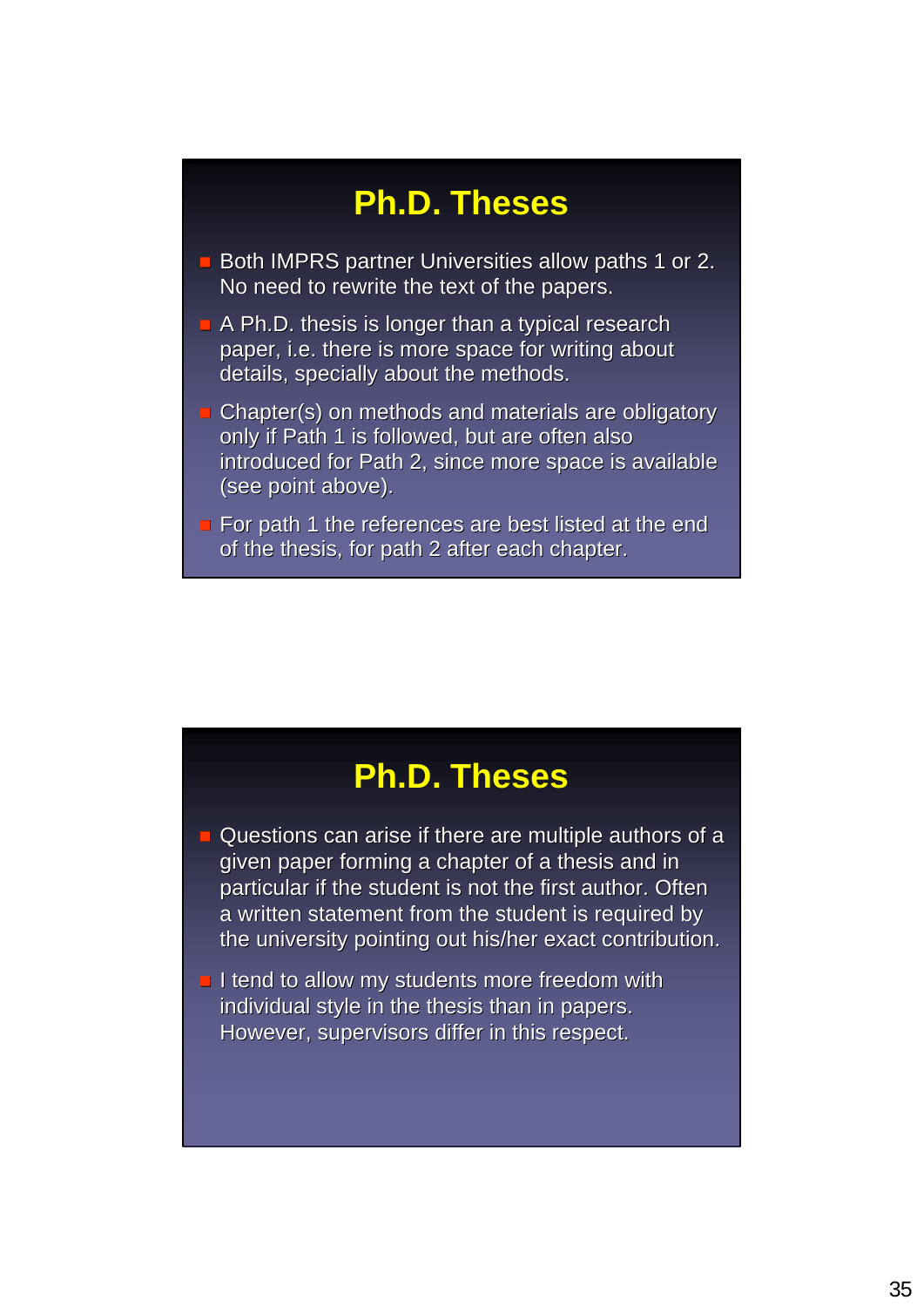## Ph.D. Theses

- Both IMPRS partner Universities allow paths 1 or 2. No need to rewrite the text of the papers.
- A Ph.D. thesis is longer than a typical research paper, i.e. there is more space for writing about details, specially about the methods.
- Chapter(s) on methods and materials are obligatory only if Path 1 is followed, but are often also introduced for Path 2, since more space is available (see point above).
- For path 1 the references are best listed at the end of the thesis, for path 2 after each chapter.

## Ph.D. Theses

- Questions can arise if there are multiple authors of a given paper forming a chapter of a thesis and in particular if the student is not the first author. Often a written statement from the student is required by the university pointing out his/her exact contribution.
- I tend to allow my students more freedom with individual style in the thesis than in papers. However, supervisors differ in this respect.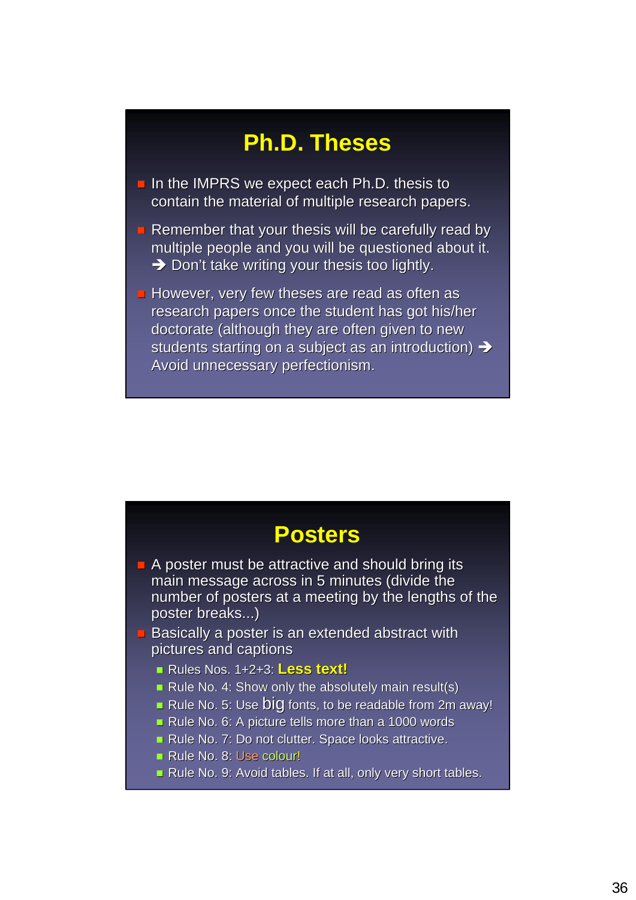# Ph.D. Theses

- In the IMPRS we expect each Ph.D. thesis to contain the material of multiple research papers.
- Remember that your thesis will be carefully read by multiple people and you will be questioned about it. ➔ Don't take writing your thesis too lightly.
- However, very few theses are read as often as research papers once the student has got his/her doctorate (although they are often given to new students starting on a subject as an introduction) ➔ Avoid unnecessary perfectionism.

# Posters

- A poster must be attractive and should bring its main message across in 5 minutes (divide the number of posters at a meeting by the lengths of the poster breaks...)
- Basically a poster is an extended abstract with pictures and captions
  - Rules Nos. 1+2+3: **Less text!**
  - Rule No. 4: Show only the absolutely main result(s)
  - Rule No. 5: Use big fonts, to be readable from 2m away!
  - Rule No. 6: A picture tells more than a 1000 words
  - Rule No. 7: Do not clutter. Space looks attractive.
  - Rule No. 8: Use colour!
  - Rule No. 9: Avoid tables. If at all, only very short tables.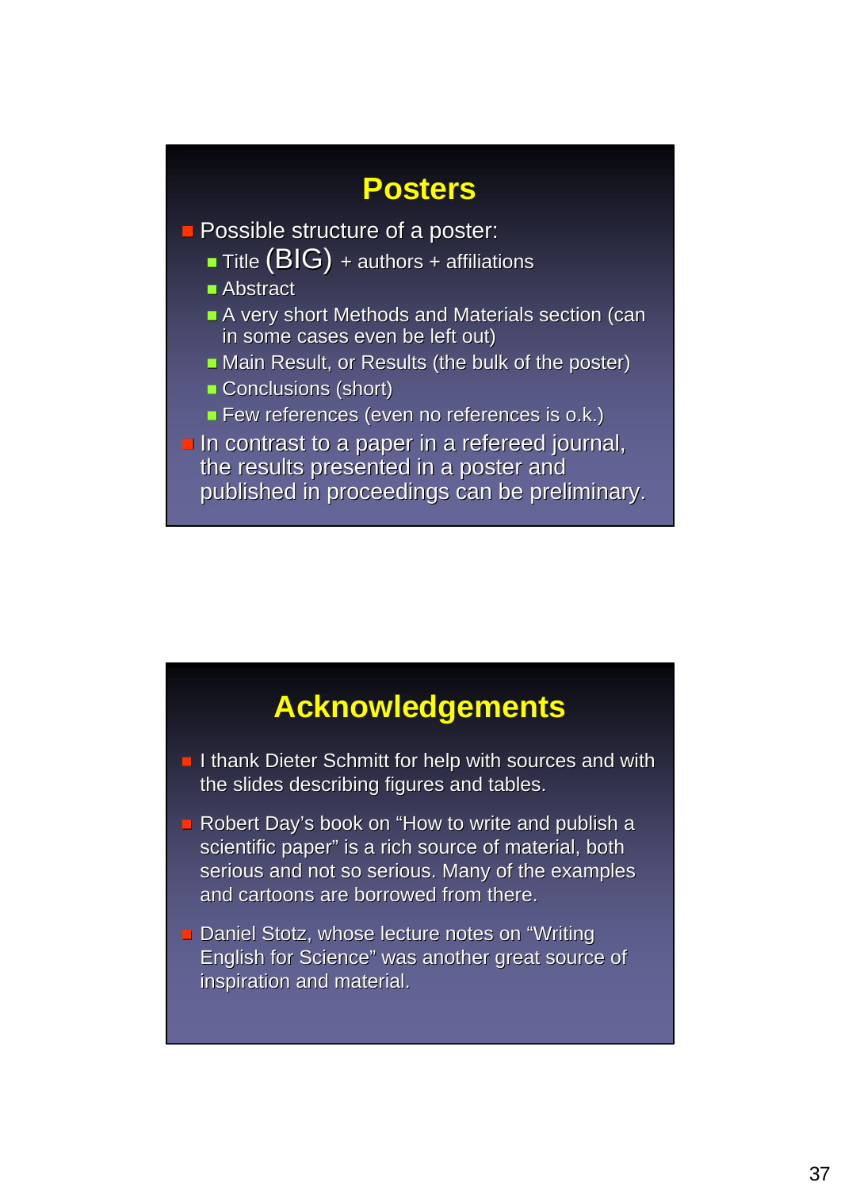## Posters

- Possible structure of a poster:
  - Title (BIG) + authors + affiliations
  - Abstract
  - A very short Methods and Materials section (can in some cases even be left out)
  - Main Result, or Results (the bulk of the poster)
  - Conclusions (short)
  - Few references (even no references is o.k.)
- In contrast to a paper in a refereed journal, the results presented in a poster and published in proceedings can be preliminary.

## Acknowledgements

- I thank Dieter Schmitt for help with sources and with the slides describing figures and tables.
- Robert Day's book on "How to write and publish a scientific paper" is a rich source of material, both serious and not so serious. Many of the examples and cartoons are borrowed from there.
- Daniel Stotz, whose lecture notes on "Writing English for Science" was another great source of inspiration and material.